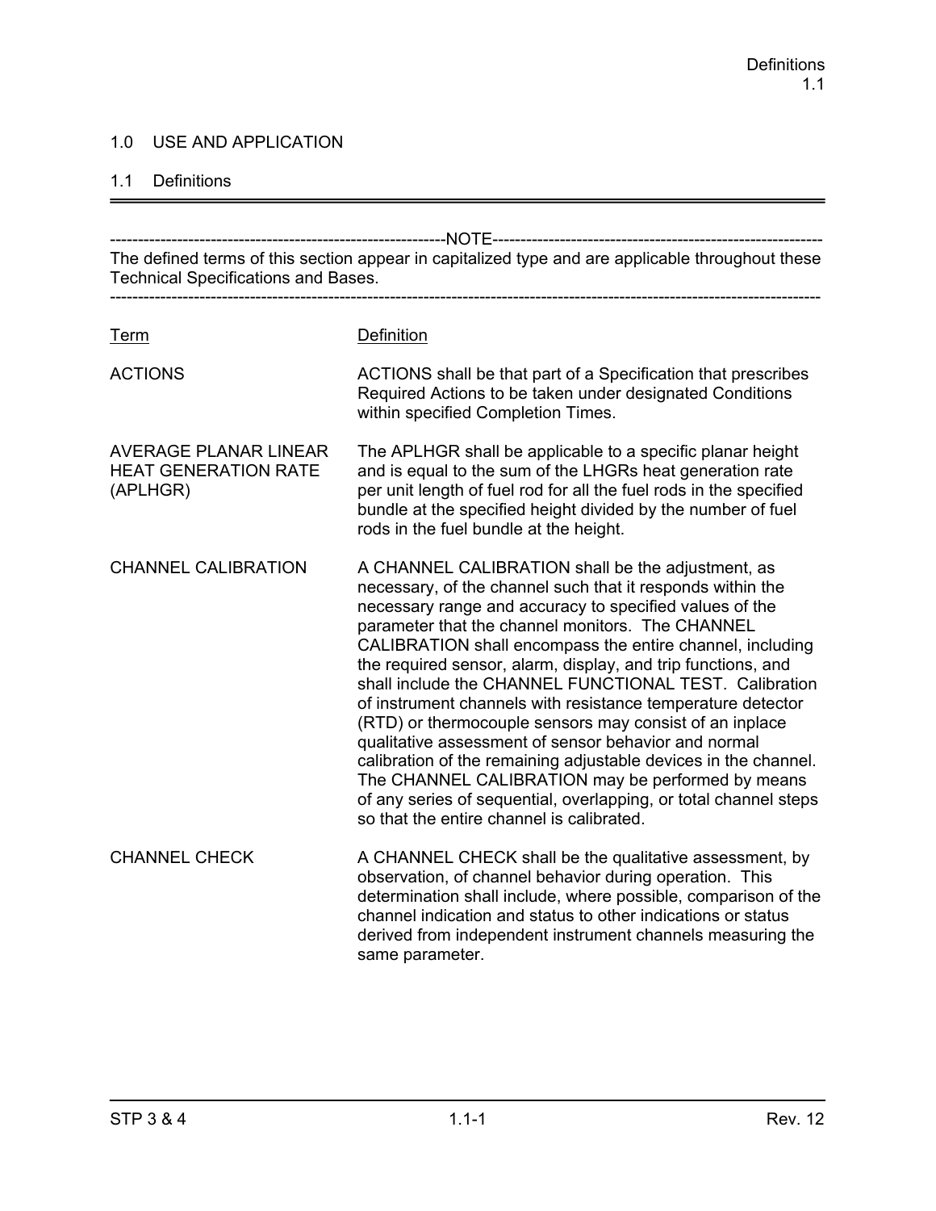# 1.0 USE AND APPLICATION

## 1.1 Definitions

---

-----------------------------------------------------------NOTE-----------------------------------------------------------

The defined terms of this section appear in capitalized type and are applicable throughout these Technical Specifications and Bases.

----------------------------------------------------------------------------------------------------------------------------------

| Term | Definition |
|---|---|
| ACTIONS | ACTIONS shall be that part of a Specification that prescribes Required Actions to be taken under designated Conditions within specified Completion Times. |
| AVERAGE PLANAR LINEAR HEAT GENERATION RATE (APLHGR) | The APLHGR shall be applicable to a specific planar height and is equal to the sum of the LHGRs heat generation rate per unit length of fuel rod for all the fuel rods in the specified bundle at the specified height divided by the number of fuel rods in the fuel bundle at the height. |
| CHANNEL CALIBRATION | A CHANNEL CALIBRATION shall be the adjustment, as necessary, of the channel such that it responds within the necessary range and accuracy to specified values of the parameter that the channel monitors. The CHANNEL CALIBRATION shall encompass the entire channel, including the required sensor, alarm, display, and trip functions, and shall include the CHANNEL FUNCTIONAL TEST. Calibration of instrument channels with resistance temperature detector (RTD) or thermocouple sensors may consist of an inplace qualitative assessment of sensor behavior and normal calibration of the remaining adjustable devices in the channel. The CHANNEL CALIBRATION may be performed by means of any series of sequential, overlapping, or total channel steps so that the entire channel is calibrated. |
| CHANNEL CHECK | A CHANNEL CHECK shall be the qualitative assessment, by observation, of channel behavior during operation. This determination shall include, where possible, comparison of the channel indication and status to other indications or status derived from independent instrument channels measuring the same parameter. |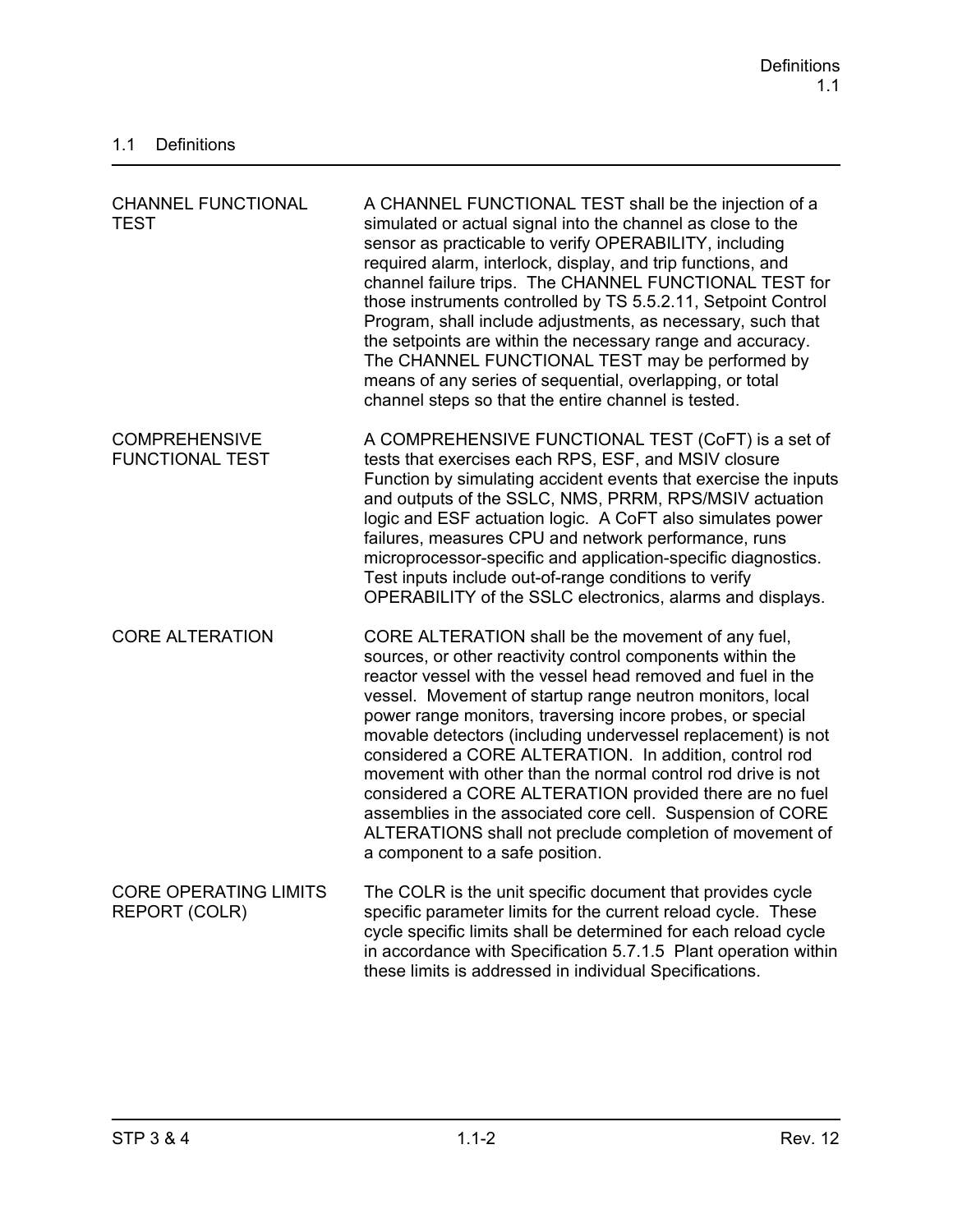## 1.1 Definitions

| | |
|---|---|
| CHANNEL FUNCTIONAL TEST | A CHANNEL FUNCTIONAL TEST shall be the injection of a simulated or actual signal into the channel as close to the sensor as practicable to verify OPERABILITY, including required alarm, interlock, display, and trip functions, and channel failure trips. The CHANNEL FUNCTIONAL TEST for those instruments controlled by TS 5.5.2.11, Setpoint Control Program, shall include adjustments, as necessary, such that the setpoints are within the necessary range and accuracy. The CHANNEL FUNCTIONAL TEST may be performed by means of any series of sequential, overlapping, or total channel steps so that the entire channel is tested. |
| COMPREHENSIVE FUNCTIONAL TEST | A COMPREHENSIVE FUNCTIONAL TEST (CoFT) is a set of tests that exercises each RPS, ESF, and MSIV closure Function by simulating accident events that exercise the inputs and outputs of the SSLC, NMS, PRRM, RPS/MSIV actuation logic and ESF actuation logic. A CoFT also simulates power failures, measures CPU and network performance, runs microprocessor-specific and application-specific diagnostics. Test inputs include out-of-range conditions to verify OPERABILITY of the SSLC electronics, alarms and displays. |
| CORE ALTERATION | CORE ALTERATION shall be the movement of any fuel, sources, or other reactivity control components within the reactor vessel with the vessel head removed and fuel in the vessel. Movement of startup range neutron monitors, local power range monitors, traversing incore probes, or special movable detectors (including undervessel replacement) is not considered a CORE ALTERATION. In addition, control rod movement with other than the normal control rod drive is not considered a CORE ALTERATION provided there are no fuel assemblies in the associated core cell. Suspension of CORE ALTERATIONS shall not preclude completion of movement of a component to a safe position. |
| CORE OPERATING LIMITS REPORT (COLR) | The COLR is the unit specific document that provides cycle specific parameter limits for the current reload cycle. These cycle specific limits shall be determined for each reload cycle in accordance with Specification 5.7.1.5 Plant operation within these limits is addressed in individual Specifications. |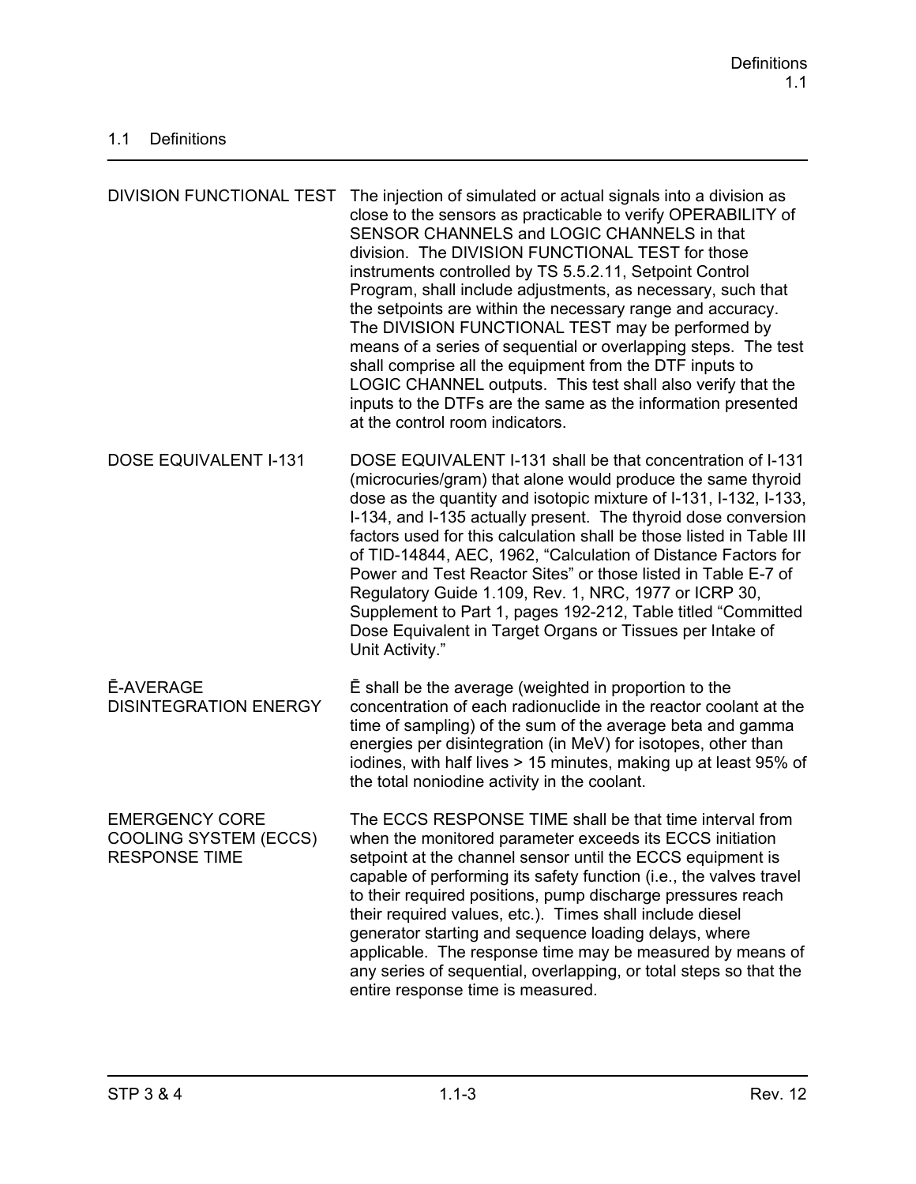## 1.1 Definitions

| | |
|---|---|
| DIVISION FUNCTIONAL TEST | The injection of simulated or actual signals into a division as close to the sensors as practicable to verify OPERABILITY of SENSOR CHANNELS and LOGIC CHANNELS in that division. The DIVISION FUNCTIONAL TEST for those instruments controlled by TS 5.5.2.11, Setpoint Control Program, shall include adjustments, as necessary, such that the setpoints are within the necessary range and accuracy. The DIVISION FUNCTIONAL TEST may be performed by means of a series of sequential or overlapping steps. The test shall comprise all the equipment from the DTF inputs to LOGIC CHANNEL outputs. This test shall also verify that the inputs to the DTFs are the same as the information presented at the control room indicators. |
| DOSE EQUIVALENT I-131 | DOSE EQUIVALENT I-131 shall be that concentration of I-131 (microcuries/gram) that alone would produce the same thyroid dose as the quantity and isotopic mixture of I-131, I-132, I-133, I-134, and I-135 actually present. The thyroid dose conversion factors used for this calculation shall be those listed in Table III of TID-14844, AEC, 1962, "Calculation of Distance Factors for Power and Test Reactor Sites" or those listed in Table E-7 of Regulatory Guide 1.109, Rev. 1, NRC, 1977 or ICRP 30, Supplement to Part 1, pages 192-212, Table titled "Committed Dose Equivalent in Target Organs or Tissues per Intake of Unit Activity." |
| $\bar{E}$-AVERAGE DISINTEGRATION ENERGY | $\bar{E}$ shall be the average (weighted in proportion to the concentration of each radionuclide in the reactor coolant at the time of sampling) of the sum of the average beta and gamma energies per disintegration (in MeV) for isotopes, other than iodines, with half lives > 15 minutes, making up at least 95% of the total noniodine activity in the coolant. |
| EMERGENCY CORE COOLING SYSTEM (ECCS) RESPONSE TIME | The ECCS RESPONSE TIME shall be that time interval from when the monitored parameter exceeds its ECCS initiation setpoint at the channel sensor until the ECCS equipment is capable of performing its safety function (i.e., the valves travel to their required positions, pump discharge pressures reach their required values, etc.). Times shall include diesel generator starting and sequence loading delays, where applicable. The response time may be measured by means of any series of sequential, overlapping, or total steps so that the entire response time is measured. |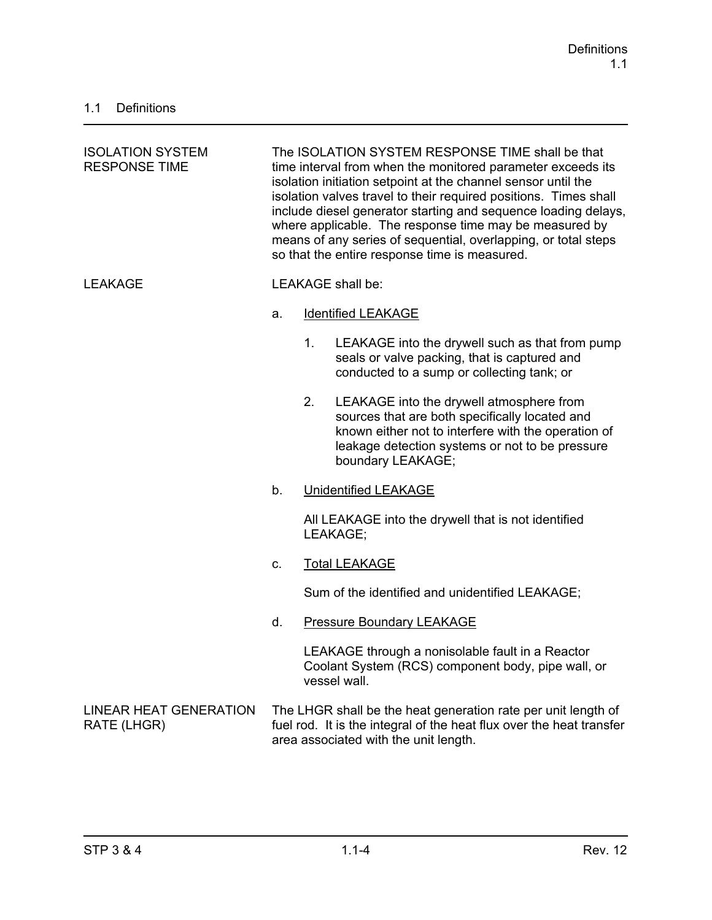## 1.1 Definitions

| | |
|---|---|
| ISOLATION SYSTEM RESPONSE TIME | The ISOLATION SYSTEM RESPONSE TIME shall be that time interval from when the monitored parameter exceeds its isolation initiation setpoint at the channel sensor until the isolation valves travel to their required positions. Times shall include diesel generator starting and sequence loading delays, where applicable. The response time may be measured by means of any series of sequential, overlapping, or total steps so that the entire response time is measured. |

LEAKAGE

LEAKAGE shall be:

a. Identified LEAKAGE

   1. LEAKAGE into the drywell such as that from pump seals or valve packing, that is captured and conducted to a sump or collecting tank; or

   2. LEAKAGE into the drywell atmosphere from sources that are both specifically located and known either not to interfere with the operation of leakage detection systems or not to be pressure boundary LEAKAGE;

b. Unidentified LEAKAGE

   All LEAKAGE into the drywell that is not identified LEAKAGE;

c. Total LEAKAGE

   Sum of the identified and unidentified LEAKAGE;

d. Pressure Boundary LEAKAGE

   LEAKAGE through a nonisolable fault in a Reactor Coolant System (RCS) component body, pipe wall, or vessel wall.

LINEAR HEAT GENERATION RATE (LHGR)

The LHGR shall be the heat generation rate per unit length of fuel rod. It is the integral of the heat flux over the heat transfer area associated with the unit length.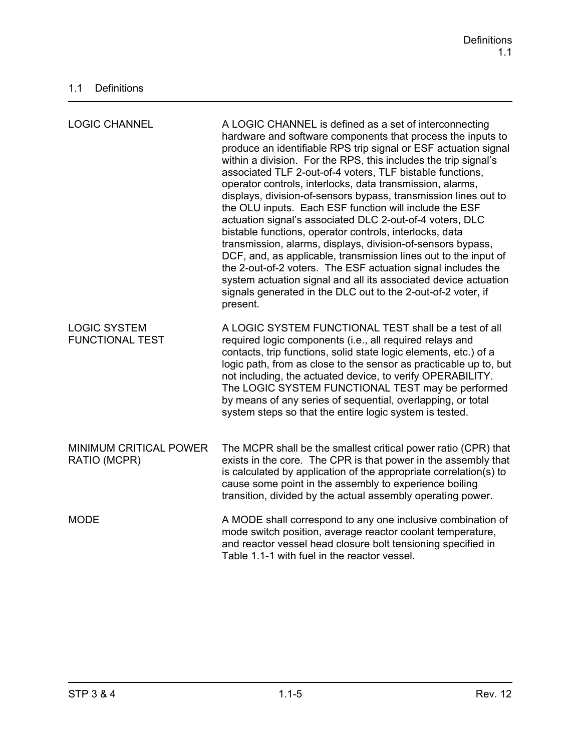## 1.1 Definitions

| | |
|---|---|
| LOGIC CHANNEL | A LOGIC CHANNEL is defined as a set of interconnecting hardware and software components that process the inputs to produce an identifiable RPS trip signal or ESF actuation signal within a division. For the RPS, this includes the trip signal's associated TLF 2-out-of-4 voters, TLF bistable functions, operator controls, interlocks, data transmission, alarms, displays, division-of-sensors bypass, transmission lines out to the OLU inputs. Each ESF function will include the ESF actuation signal's associated DLC 2-out-of-4 voters, DLC bistable functions, operator controls, interlocks, data transmission, alarms, displays, division-of-sensors bypass, DCF, and, as applicable, transmission lines out to the input of the 2-out-of-2 voters. The ESF actuation signal includes the system actuation signal and all its associated device actuation signals generated in the DLC out to the 2-out-of-2 voter, if present. |
| LOGIC SYSTEM FUNCTIONAL TEST | A LOGIC SYSTEM FUNCTIONAL TEST shall be a test of all required logic components (i.e., all required relays and contacts, trip functions, solid state logic elements, etc.) of a logic path, from as close to the sensor as practicable up to, but not including, the actuated device, to verify OPERABILITY. The LOGIC SYSTEM FUNCTIONAL TEST may be performed by means of any series of sequential, overlapping, or total system steps so that the entire logic system is tested. |
| MINIMUM CRITICAL POWER RATIO (MCPR) | The MCPR shall be the smallest critical power ratio (CPR) that exists in the core. The CPR is that power in the assembly that is calculated by application of the appropriate correlation(s) to cause some point in the assembly to experience boiling transition, divided by the actual assembly operating power. |
| MODE | A MODE shall correspond to any one inclusive combination of mode switch position, average reactor coolant temperature, and reactor vessel head closure bolt tensioning specified in Table 1.1-1 with fuel in the reactor vessel. |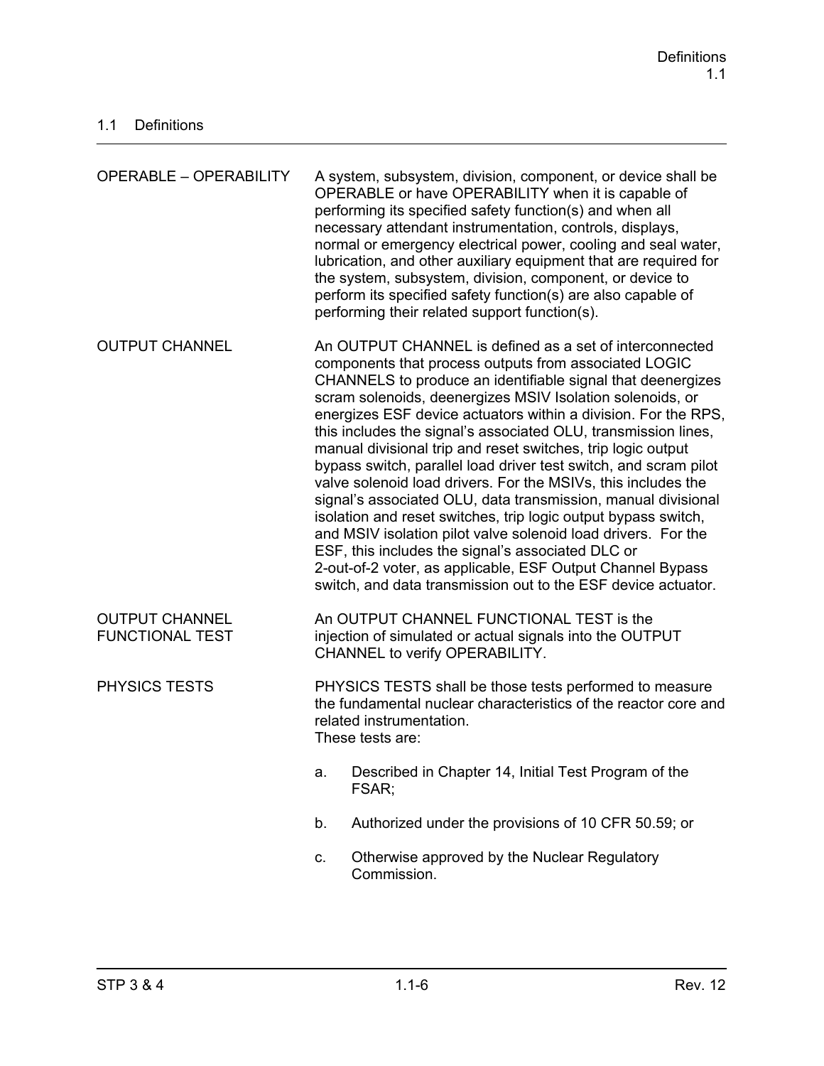## 1.1 Definitions

| | |
|---|---|
| OPERABLE – OPERABILITY | A system, subsystem, division, component, or device shall be OPERABLE or have OPERABILITY when it is capable of performing its specified safety function(s) and when all necessary attendant instrumentation, controls, displays, normal or emergency electrical power, cooling and seal water, lubrication, and other auxiliary equipment that are required for the system, subsystem, division, component, or device to perform its specified safety function(s) are also capable of performing their related support function(s). |
| OUTPUT CHANNEL | An OUTPUT CHANNEL is defined as a set of interconnected components that process outputs from associated LOGIC CHANNELS to produce an identifiable signal that deenergizes scram solenoids, deenergizes MSIV Isolation solenoids, or energizes ESF device actuators within a division. For the RPS, this includes the signal's associated OLU, transmission lines, manual divisional trip and reset switches, trip logic output bypass switch, parallel load driver test switch, and scram pilot valve solenoid load drivers. For the MSIVs, this includes the signal's associated OLU, data transmission, manual divisional isolation and reset switches, trip logic output bypass switch, and MSIV isolation pilot valve solenoid load drivers. For the ESF, this includes the signal's associated DLC or 2-out-of-2 voter, as applicable, ESF Output Channel Bypass switch, and data transmission out to the ESF device actuator. |
| OUTPUT CHANNEL FUNCTIONAL TEST | An OUTPUT CHANNEL FUNCTIONAL TEST is the injection of simulated or actual signals into the OUTPUT CHANNEL to verify OPERABILITY. |
| PHYSICS TESTS | PHYSICS TESTS shall be those tests performed to measure the fundamental nuclear characteristics of the reactor core and related instrumentation.<br>These tests are:<br><br>a. Described in Chapter 14, Initial Test Program of the FSAR;<br><br>b. Authorized under the provisions of 10 CFR 50.59; or<br><br>c. Otherwise approved by the Nuclear Regulatory Commission. |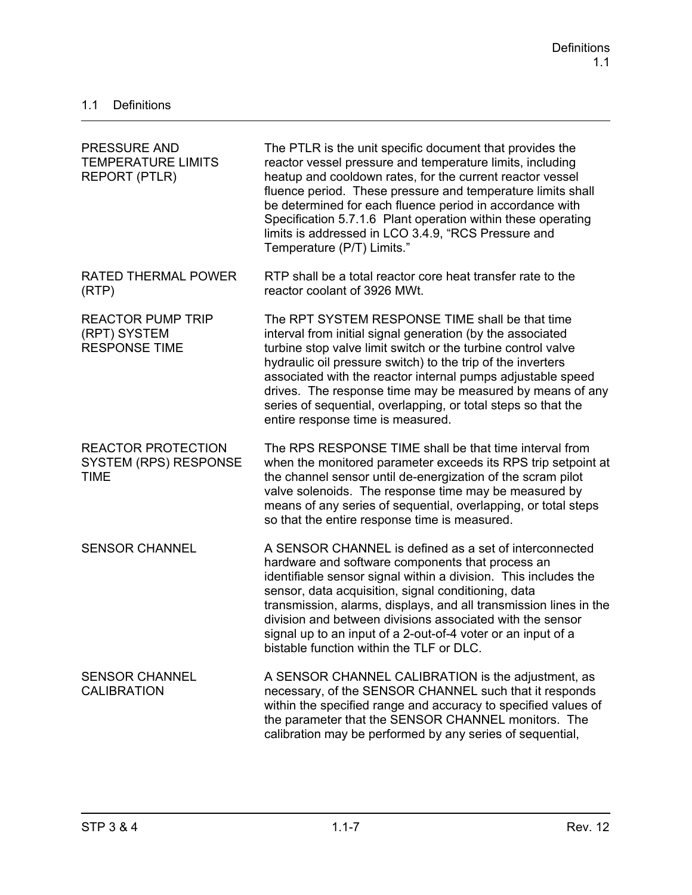## 1.1 Definitions

| | |
|---|---|
| PRESSURE AND TEMPERATURE LIMITS REPORT (PTLR) | The PTLR is the unit specific document that provides the reactor vessel pressure and temperature limits, including heatup and cooldown rates, for the current reactor vessel fluence period. These pressure and temperature limits shall be determined for each fluence period in accordance with Specification 5.7.1.6 Plant operation within these operating limits is addressed in LCO 3.4.9, "RCS Pressure and Temperature (P/T) Limits." |
| RATED THERMAL POWER (RTP) | RTP shall be a total reactor core heat transfer rate to the reactor coolant of 3926 MWt. |
| REACTOR PUMP TRIP (RPT) SYSTEM RESPONSE TIME | The RPT SYSTEM RESPONSE TIME shall be that time interval from initial signal generation (by the associated turbine stop valve limit switch or the turbine control valve hydraulic oil pressure switch) to the trip of the inverters associated with the reactor internal pumps adjustable speed drives. The response time may be measured by means of any series of sequential, overlapping, or total steps so that the entire response time is measured. |
| REACTOR PROTECTION SYSTEM (RPS) RESPONSE TIME | The RPS RESPONSE TIME shall be that time interval from when the monitored parameter exceeds its RPS trip setpoint at the channel sensor until de-energization of the scram pilot valve solenoids. The response time may be measured by means of any series of sequential, overlapping, or total steps so that the entire response time is measured. |
| SENSOR CHANNEL | A SENSOR CHANNEL is defined as a set of interconnected hardware and software components that process an identifiable sensor signal within a division. This includes the sensor, data acquisition, signal conditioning, data transmission, alarms, displays, and all transmission lines in the division and between divisions associated with the sensor signal up to an input of a 2-out-of-4 voter or an input of a bistable function within the TLF or DLC. |
| SENSOR CHANNEL CALIBRATION | A SENSOR CHANNEL CALIBRATION is the adjustment, as necessary, of the SENSOR CHANNEL such that it responds within the specified range and accuracy to specified values of the parameter that the SENSOR CHANNEL monitors. The calibration may be performed by any series of sequential, |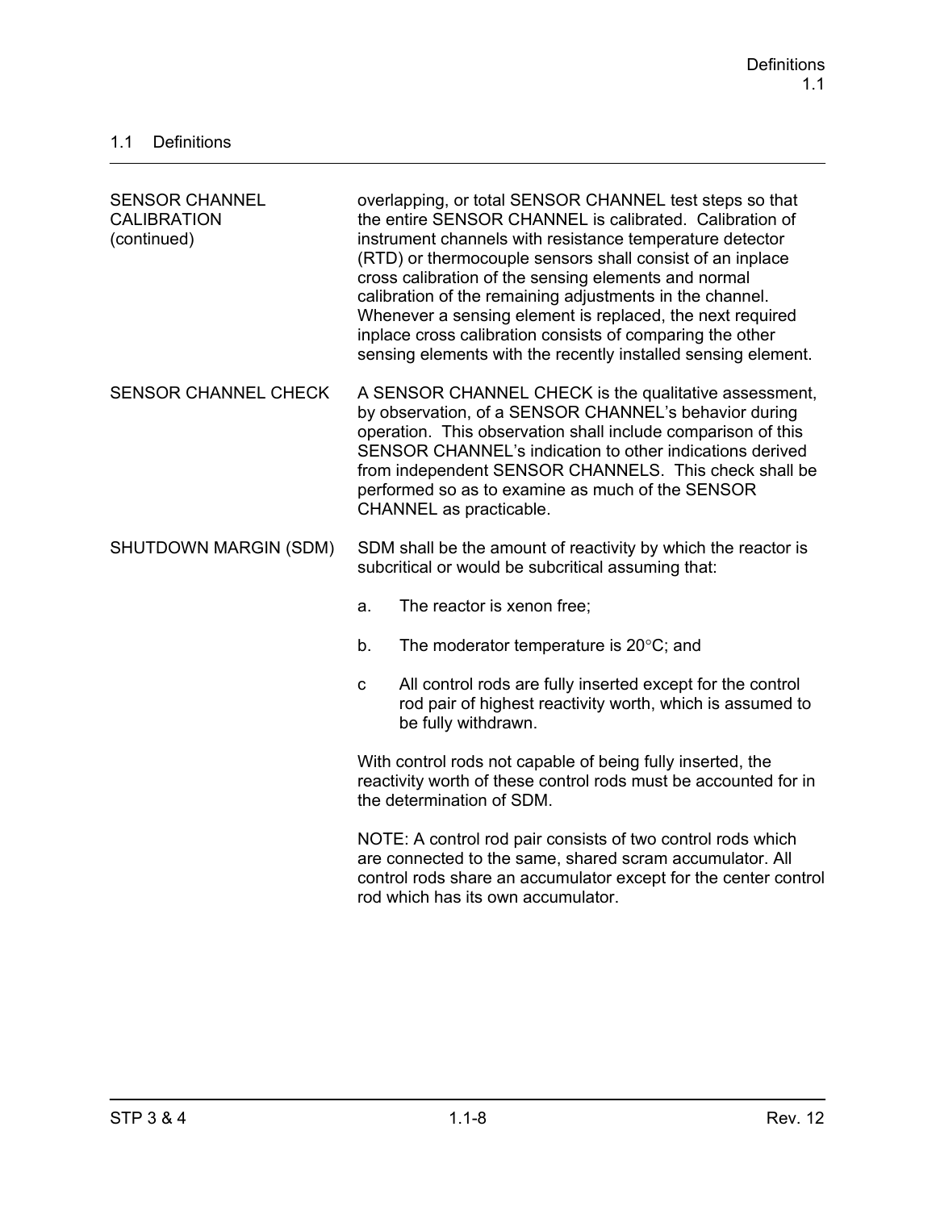## 1.1 Definitions

| | |
|---|---|
| SENSOR CHANNEL CALIBRATION (continued) | overlapping, or total SENSOR CHANNEL test steps so that the entire SENSOR CHANNEL is calibrated. Calibration of instrument channels with resistance temperature detector (RTD) or thermocouple sensors shall consist of an inplace cross calibration of the sensing elements and normal calibration of the remaining adjustments in the channel. Whenever a sensing element is replaced, the next required inplace cross calibration consists of comparing the other sensing elements with the recently installed sensing element. |
| SENSOR CHANNEL CHECK | A SENSOR CHANNEL CHECK is the qualitative assessment, by observation, of a SENSOR CHANNEL's behavior during operation. This observation shall include comparison of this SENSOR CHANNEL's indication to other indications derived from independent SENSOR CHANNELS. This check shall be performed so as to examine as much of the SENSOR CHANNEL as practicable. |
| SHUTDOWN MARGIN (SDM) | SDM shall be the amount of reactivity by which the reactor is subcritical or would be subcritical assuming that:<br><br>a. The reactor is xenon free;<br><br>b. The moderator temperature is 20°C; and<br><br>c All control rods are fully inserted except for the control rod pair of highest reactivity worth, which is assumed to be fully withdrawn.<br><br>With control rods not capable of being fully inserted, the reactivity worth of these control rods must be accounted for in the determination of SDM.<br><br>NOTE: A control rod pair consists of two control rods which are connected to the same, shared scram accumulator. All control rods share an accumulator except for the center control rod which has its own accumulator. |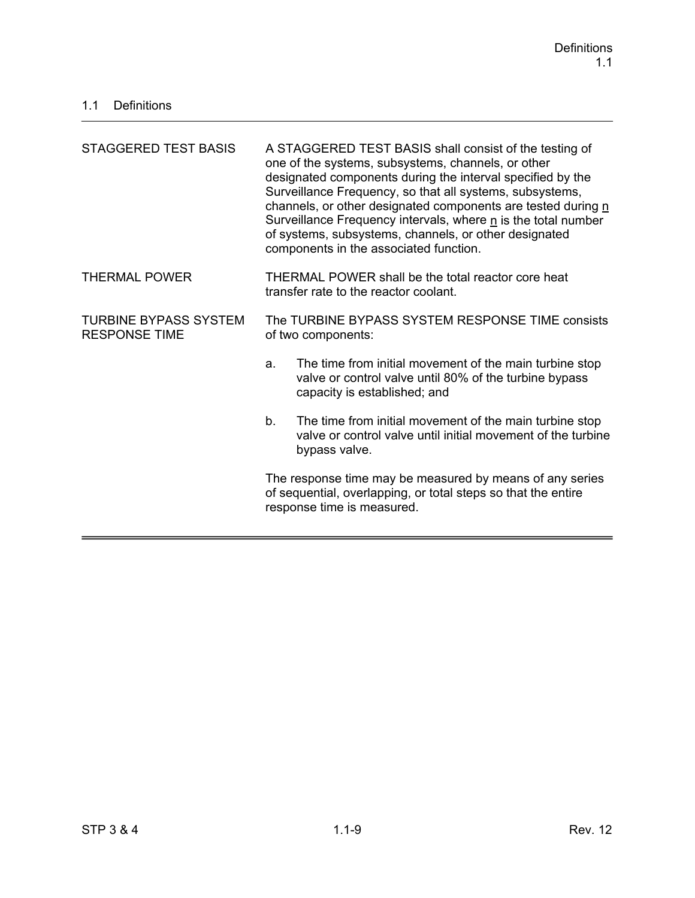## 1.1 Definitions

| | |
|---|---|
| STAGGERED TEST BASIS | A STAGGERED TEST BASIS shall consist of the testing of one of the systems, subsystems, channels, or other designated components during the interval specified by the Surveillance Frequency, so that all systems, subsystems, channels, or other designated components are tested during n Surveillance Frequency intervals, where n is the total number of systems, subsystems, channels, or other designated components in the associated function. |
| THERMAL POWER | THERMAL POWER shall be the total reactor core heat transfer rate to the reactor coolant. |
| TURBINE BYPASS SYSTEM RESPONSE TIME | The TURBINE BYPASS SYSTEM RESPONSE TIME consists of two components:<br><br>a. The time from initial movement of the main turbine stop valve or control valve until 80% of the turbine bypass capacity is established; and<br><br>b. The time from initial movement of the main turbine stop valve or control valve until initial movement of the turbine bypass valve.<br><br>The response time may be measured by means of any series of sequential, overlapping, or total steps so that the entire response time is measured. |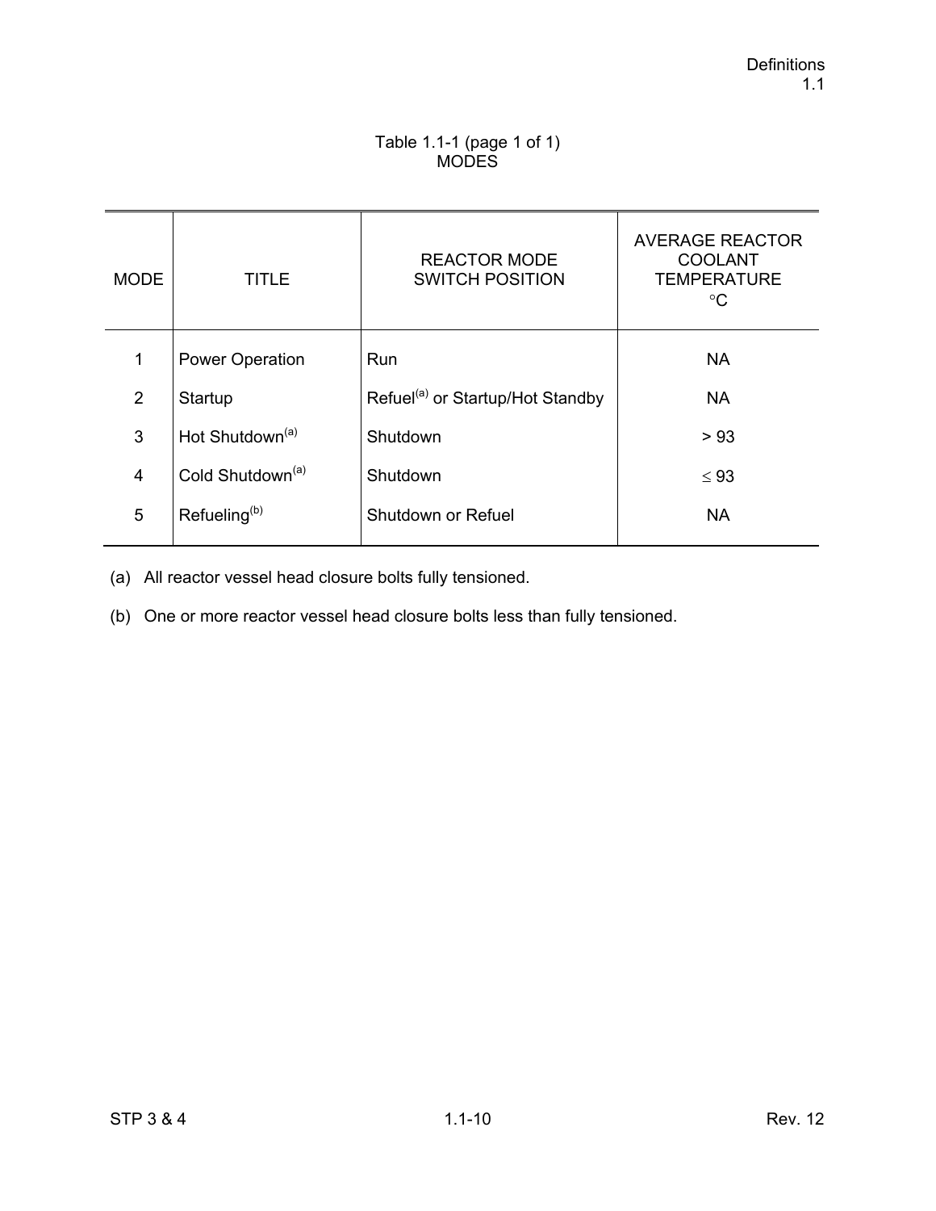Table 1.1-1 (page 1 of 1)
MODES

| MODE | TITLE | REACTOR MODE SWITCH POSITION | AVERAGE REACTOR COOLANT TEMPERATURE °C |
|---|---|---|---|
| 1 | Power Operation | Run | NA |
| 2 | Startup | Refuel[(a)] or Startup/Hot Standby | NA |
| 3 | Hot Shutdown[(a)] | Shutdown | > 93 |
| 4 | Cold Shutdown[(a)] | Shutdown | ≤ 93 |
| 5 | Refueling[(b)] | Shutdown or Refuel | NA |

(a) All reactor vessel head closure bolts fully tensioned.

(b) One or more reactor vessel head closure bolts less than fully tensioned.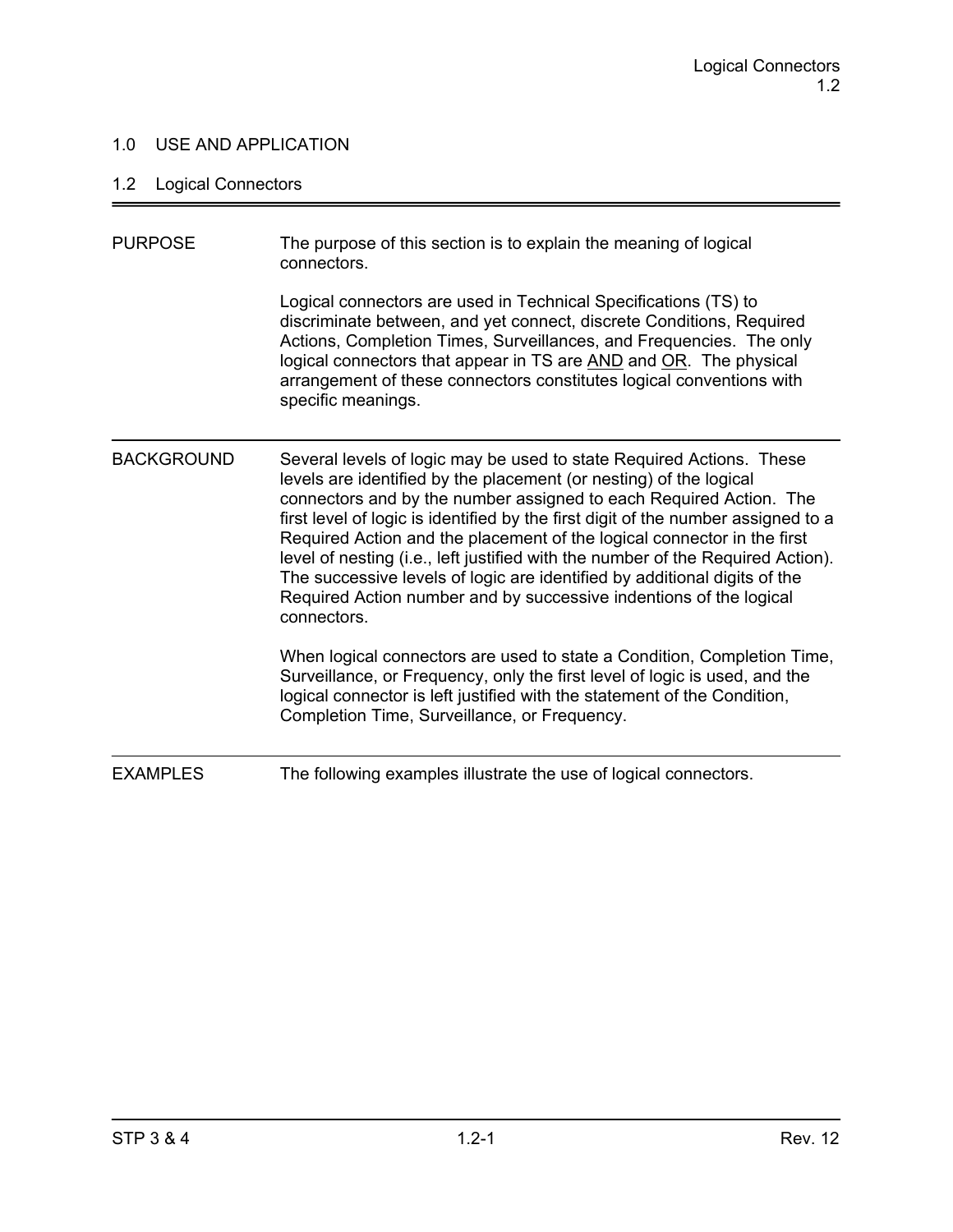# 1.0 USE AND APPLICATION

## 1.2 Logical Connectors

---

PURPOSE

The purpose of this section is to explain the meaning of logical connectors.

Logical connectors are used in Technical Specifications (TS) to discriminate between, and yet connect, discrete Conditions, Required Actions, Completion Times, Surveillances, and Frequencies. The only logical connectors that appear in TS are AND and OR. The physical arrangement of these connectors constitutes logical conventions with specific meanings.

---

BACKGROUND

Several levels of logic may be used to state Required Actions. These levels are identified by the placement (or nesting) of the logical connectors and by the number assigned to each Required Action. The first level of logic is identified by the first digit of the number assigned to a Required Action and the placement of the logical connector in the first level of nesting (i.e., left justified with the number of the Required Action). The successive levels of logic are identified by additional digits of the Required Action number and by successive indentions of the logical connectors.

When logical connectors are used to state a Condition, Completion Time, Surveillance, or Frequency, only the first level of logic is used, and the logical connector is left justified with the statement of the Condition, Completion Time, Surveillance, or Frequency.

---

EXAMPLES

The following examples illustrate the use of logical connectors.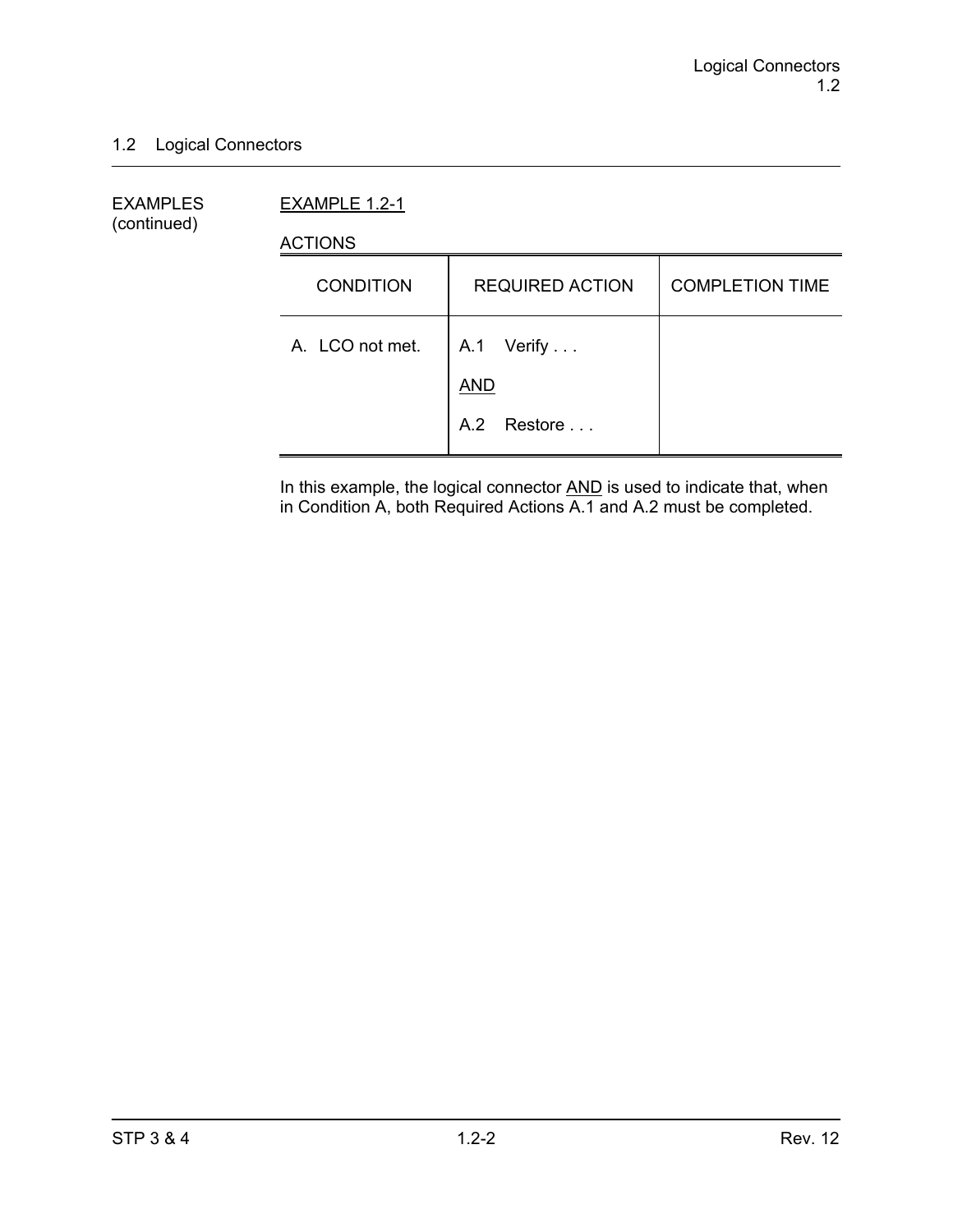## 1.2 Logical Connectors

EXAMPLES (continued)

EXAMPLE 1.2-1

ACTIONS

| CONDITION | REQUIRED ACTION | COMPLETION TIME |
|---|---|---|
| A. LCO not met. | A.1 Verify . . .<br><br>AND<br><br>A.2 Restore . . . | |

In this example, the logical connector AND is used to indicate that, when in Condition A, both Required Actions A.1 and A.2 must be completed.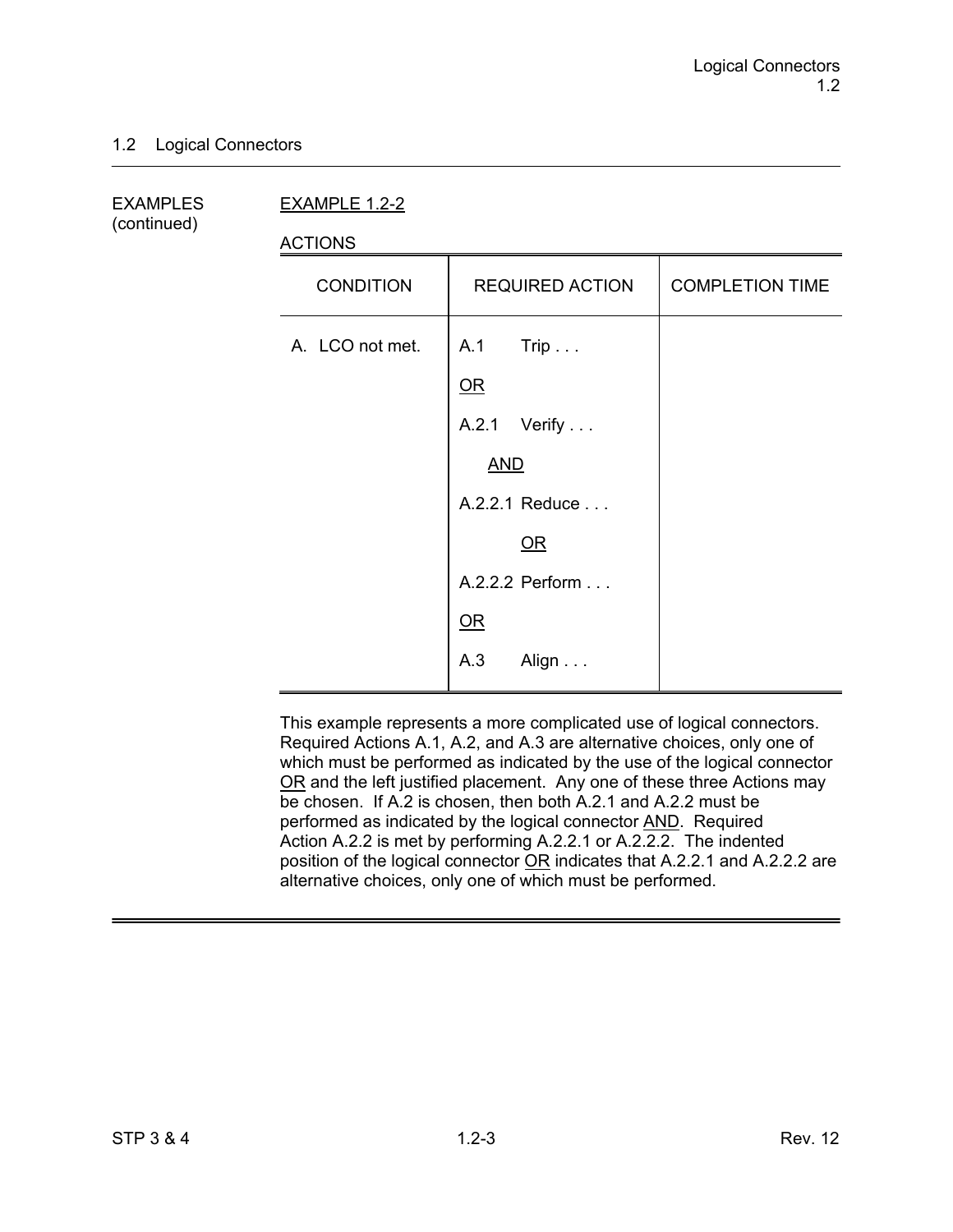## 1.2 Logical Connectors

EXAMPLES (continued)

EXAMPLE 1.2-2

ACTIONS

| CONDITION | REQUIRED ACTION | COMPLETION TIME |
|---|---|---|
| A. LCO not met. | A.1 Trip . . . | |
| | OR | |
| | A.2.1 Verify . . . | |
| | AND | |
| | A.2.2.1 Reduce . . . | |
| | OR | |
| | A.2.2.2 Perform . . . | |
| | OR | |
| | A.3 Align . . . | |

This example represents a more complicated use of logical connectors. Required Actions A.1, A.2, and A.3 are alternative choices, only one of which must be performed as indicated by the use of the logical connector OR and the left justified placement. Any one of these three Actions may be chosen. If A.2 is chosen, then both A.2.1 and A.2.2 must be performed as indicated by the logical connector AND. Required Action A.2.2 is met by performing A.2.2.1 or A.2.2.2. The indented position of the logical connector OR indicates that A.2.2.1 and A.2.2.2 are alternative choices, only one of which must be performed.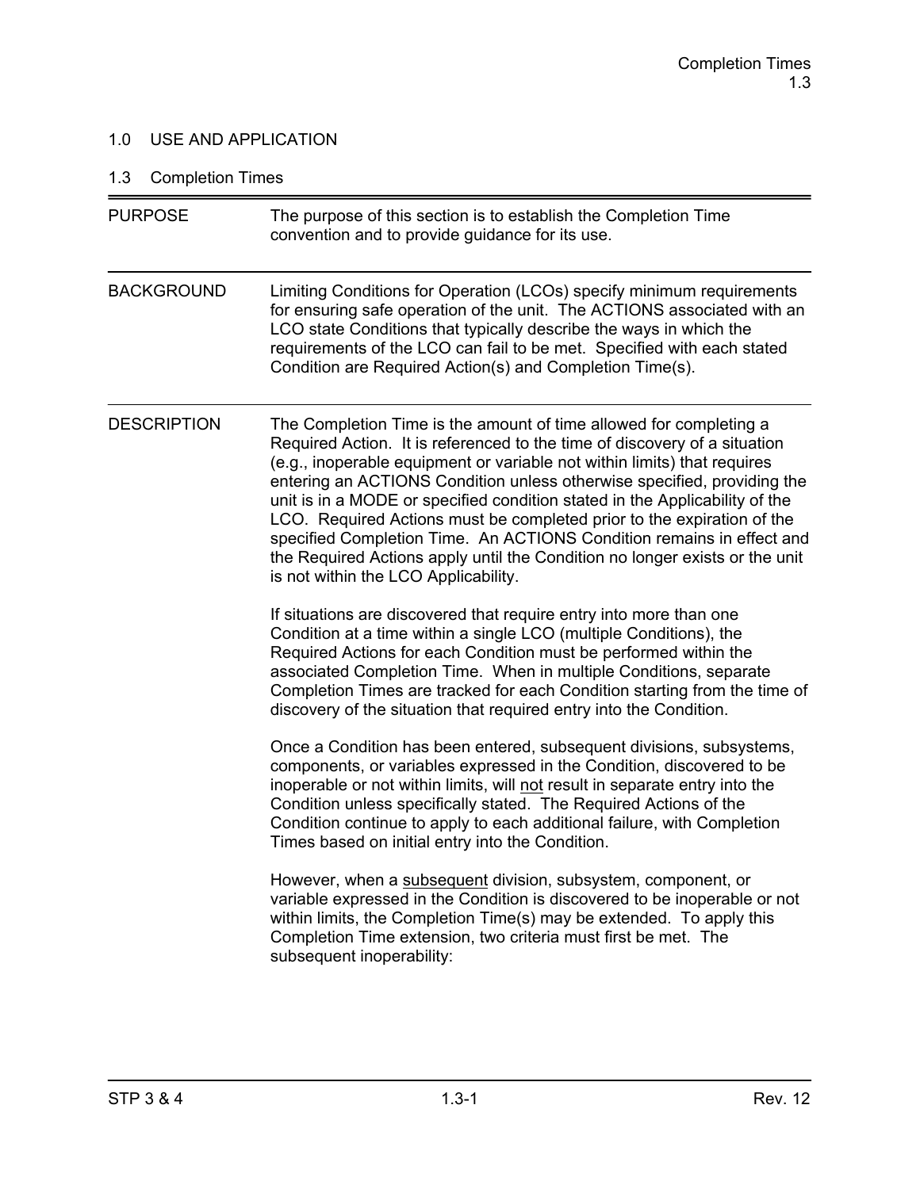## 1.0 USE AND APPLICATION

### 1.3 Completion Times

**PURPOSE**

The purpose of this section is to establish the Completion Time convention and to provide guidance for its use.

**BACKGROUND**

Limiting Conditions for Operation (LCOs) specify minimum requirements for ensuring safe operation of the unit. The ACTIONS associated with an LCO state Conditions that typically describe the ways in which the requirements of the LCO can fail to be met. Specified with each stated Condition are Required Action(s) and Completion Time(s).

**DESCRIPTION**

The Completion Time is the amount of time allowed for completing a Required Action. It is referenced to the time of discovery of a situation (e.g., inoperable equipment or variable not within limits) that requires entering an ACTIONS Condition unless otherwise specified, providing the unit is in a MODE or specified condition stated in the Applicability of the LCO. Required Actions must be completed prior to the expiration of the specified Completion Time. An ACTIONS Condition remains in effect and the Required Actions apply until the Condition no longer exists or the unit is not within the LCO Applicability.

If situations are discovered that require entry into more than one Condition at a time within a single LCO (multiple Conditions), the Required Actions for each Condition must be performed within the associated Completion Time. When in multiple Conditions, separate Completion Times are tracked for each Condition starting from the time of discovery of the situation that required entry into the Condition.

Once a Condition has been entered, subsequent divisions, subsystems, components, or variables expressed in the Condition, discovered to be inoperable or not within limits, will not result in separate entry into the Condition unless specifically stated. The Required Actions of the Condition continue to apply to each additional failure, with Completion Times based on initial entry into the Condition.

However, when a subsequent division, subsystem, component, or variable expressed in the Condition is discovered to be inoperable or not within limits, the Completion Time(s) may be extended. To apply this Completion Time extension, two criteria must first be met. The subsequent inoperability: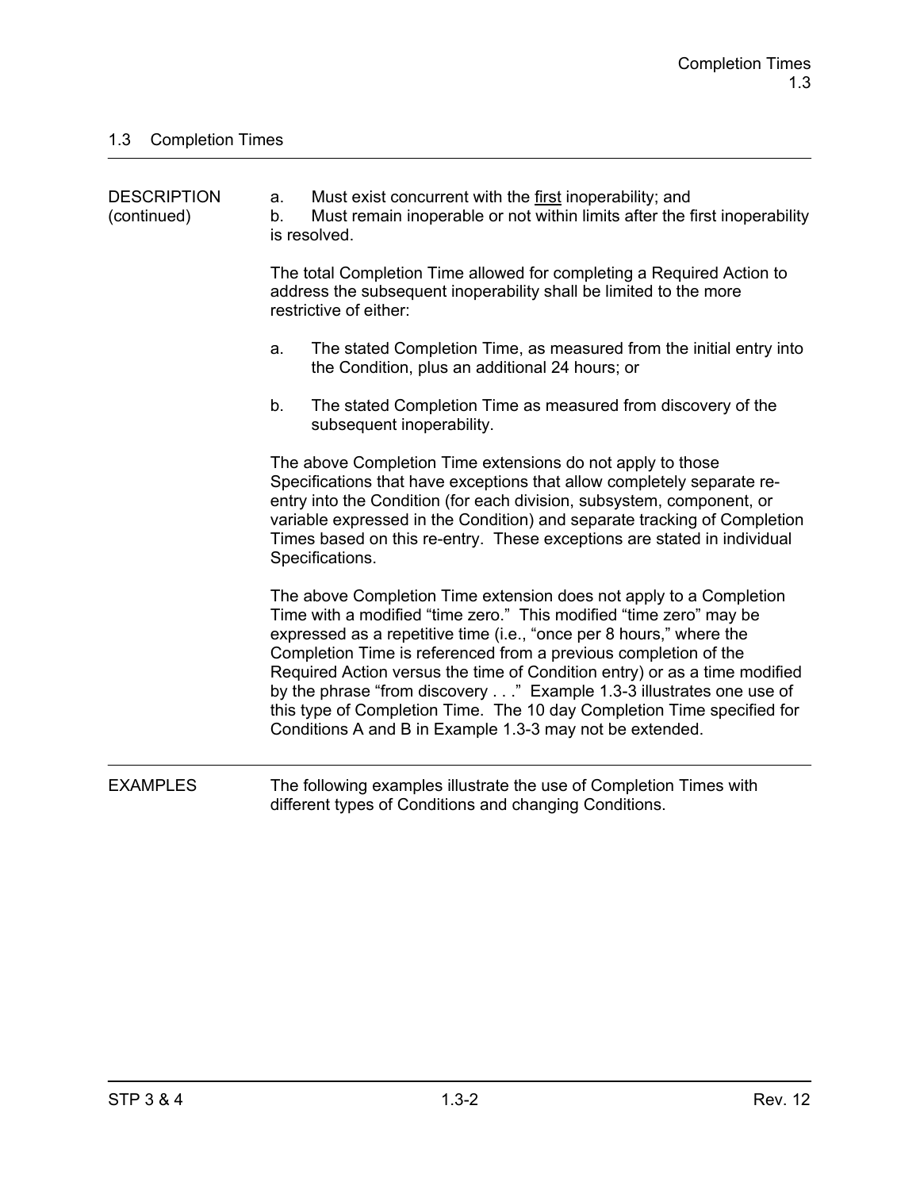## 1.3 Completion Times

DESCRIPTION (continued)

a. Must exist concurrent with the <u>first</u> inoperability; and
b. Must remain inoperable or not within limits after the first inoperability is resolved.

The total Completion Time allowed for completing a Required Action to address the subsequent inoperability shall be limited to the more restrictive of either:

a. The stated Completion Time, as measured from the initial entry into the Condition, plus an additional 24 hours; or

b. The stated Completion Time as measured from discovery of the subsequent inoperability.

The above Completion Time extensions do not apply to those Specifications that have exceptions that allow completely separate re-entry into the Condition (for each division, subsystem, component, or variable expressed in the Condition) and separate tracking of Completion Times based on this re-entry. These exceptions are stated in individual Specifications.

The above Completion Time extension does not apply to a Completion Time with a modified "time zero." This modified "time zero" may be expressed as a repetitive time (i.e., "once per 8 hours," where the Completion Time is referenced from a previous completion of the Required Action versus the time of Condition entry) or as a time modified by the phrase "from discovery . . ." Example 1.3-3 illustrates one use of this type of Completion Time. The 10 day Completion Time specified for Conditions A and B in Example 1.3-3 may not be extended.

---

EXAMPLES

The following examples illustrate the use of Completion Times with different types of Conditions and changing Conditions.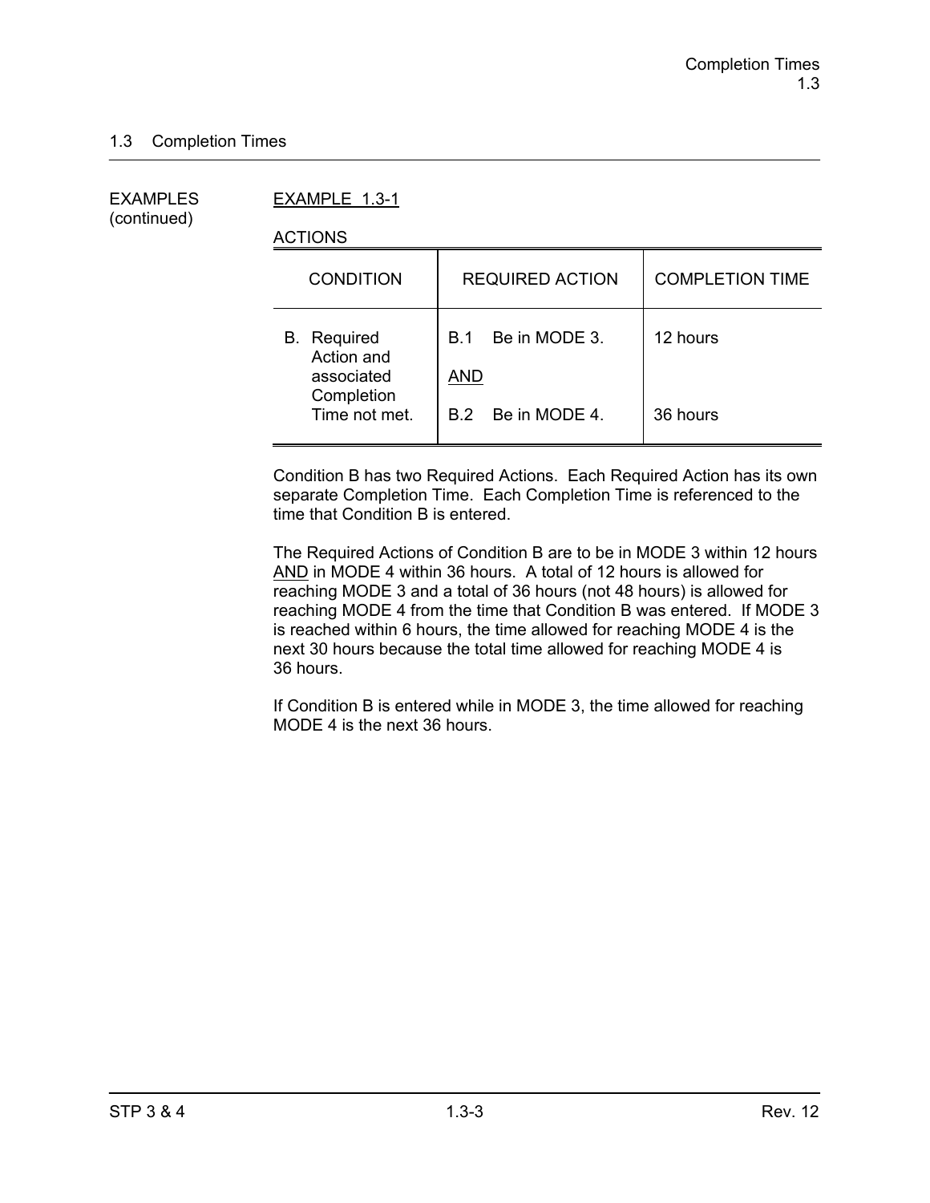## 1.3 Completion Times

EXAMPLES (continued)

EXAMPLE 1.3-1

ACTIONS

| CONDITION | REQUIRED ACTION | COMPLETION TIME |
|---|---|---|
| B. Required Action and associated Completion Time not met. | B.1 Be in MODE 3.<br><br>AND<br><br>B.2 Be in MODE 4. | 12 hours<br><br><br><br>36 hours |

Condition B has two Required Actions. Each Required Action has its own separate Completion Time. Each Completion Time is referenced to the time that Condition B is entered.

The Required Actions of Condition B are to be in MODE 3 within 12 hours AND in MODE 4 within 36 hours. A total of 12 hours is allowed for reaching MODE 3 and a total of 36 hours (not 48 hours) is allowed for reaching MODE 4 from the time that Condition B was entered. If MODE 3 is reached within 6 hours, the time allowed for reaching MODE 4 is the next 30 hours because the total time allowed for reaching MODE 4 is 36 hours.

If Condition B is entered while in MODE 3, the time allowed for reaching MODE 4 is the next 36 hours.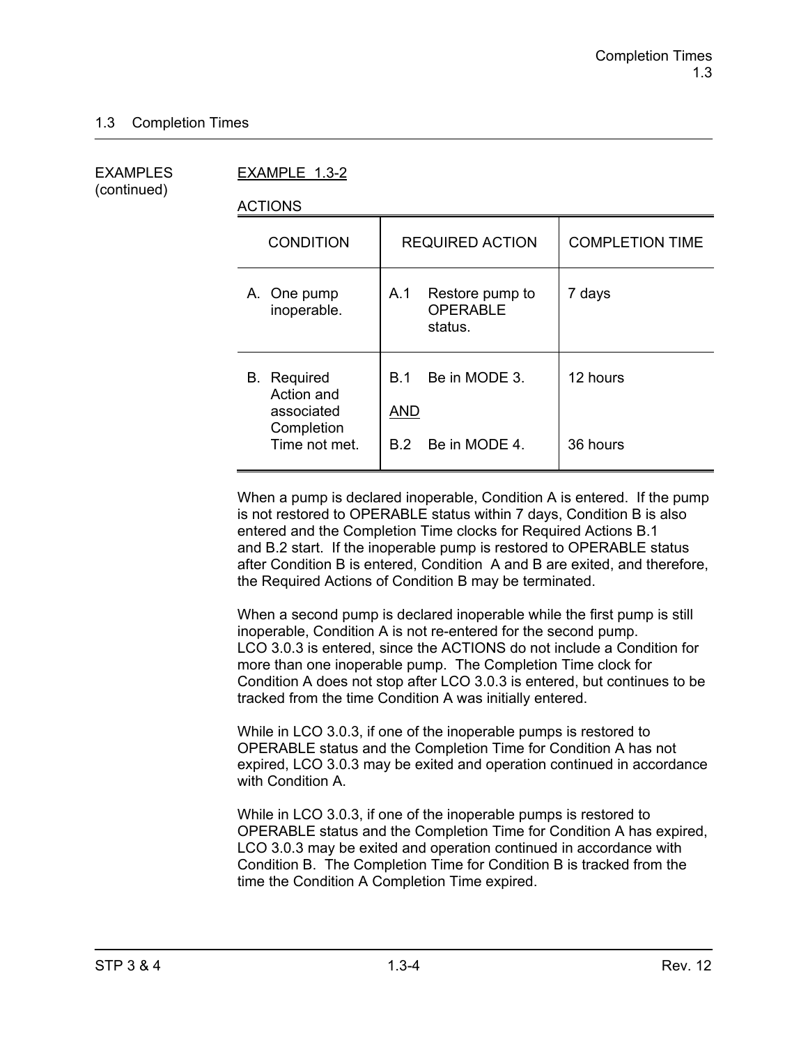## 1.3 Completion Times

EXAMPLES (continued)

EXAMPLE 1.3-2

ACTIONS

| CONDITION | REQUIRED ACTION | COMPLETION TIME |
|---|---|---|
| A. One pump inoperable. | A.1 Restore pump to OPERABLE status. | 7 days |
| B. Required Action and associated Completion Time not met. | B.1 Be in MODE 3.<br><br>AND<br><br>B.2 Be in MODE 4. | 12 hours<br><br><br><br>36 hours |

When a pump is declared inoperable, Condition A is entered. If the pump is not restored to OPERABLE status within 7 days, Condition B is also entered and the Completion Time clocks for Required Actions B.1 and B.2 start. If the inoperable pump is restored to OPERABLE status after Condition B is entered, Condition A and B are exited, and therefore, the Required Actions of Condition B may be terminated.

When a second pump is declared inoperable while the first pump is still inoperable, Condition A is not re-entered for the second pump. LCO 3.0.3 is entered, since the ACTIONS do not include a Condition for more than one inoperable pump. The Completion Time clock for Condition A does not stop after LCO 3.0.3 is entered, but continues to be tracked from the time Condition A was initially entered.

While in LCO 3.0.3, if one of the inoperable pumps is restored to OPERABLE status and the Completion Time for Condition A has not expired, LCO 3.0.3 may be exited and operation continued in accordance with Condition A.

While in LCO 3.0.3, if one of the inoperable pumps is restored to OPERABLE status and the Completion Time for Condition A has expired, LCO 3.0.3 may be exited and operation continued in accordance with Condition B. The Completion Time for Condition B is tracked from the time the Condition A Completion Time expired.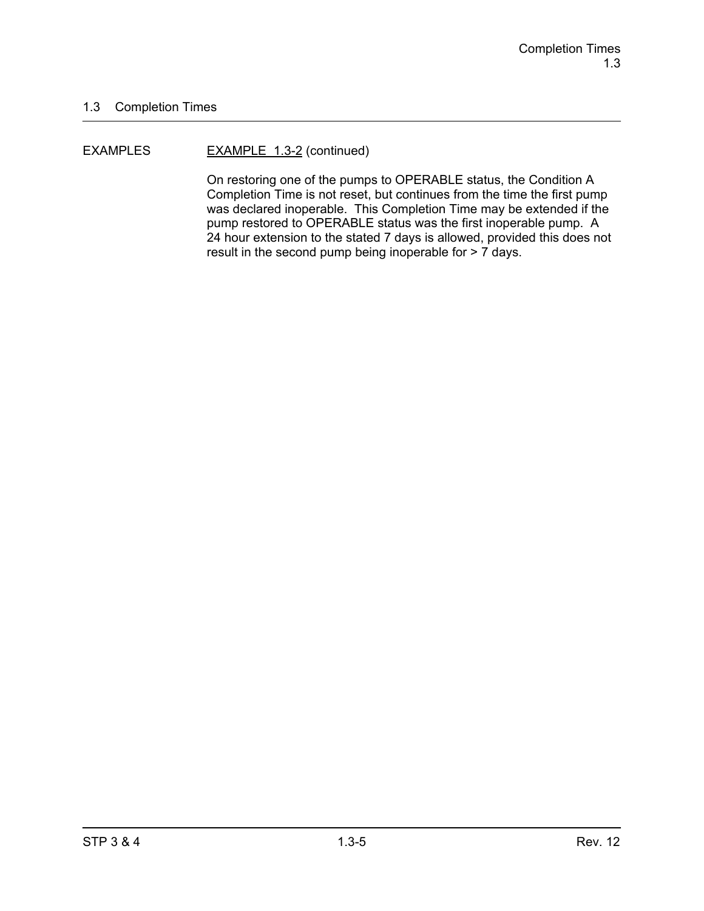## 1.3 Completion Times

EXAMPLES

EXAMPLE 1.3-2 (continued)

On restoring one of the pumps to OPERABLE status, the Condition A Completion Time is not reset, but continues from the time the first pump was declared inoperable. This Completion Time may be extended if the pump restored to OPERABLE status was the first inoperable pump. A 24 hour extension to the stated 7 days is allowed, provided this does not result in the second pump being inoperable for > 7 days.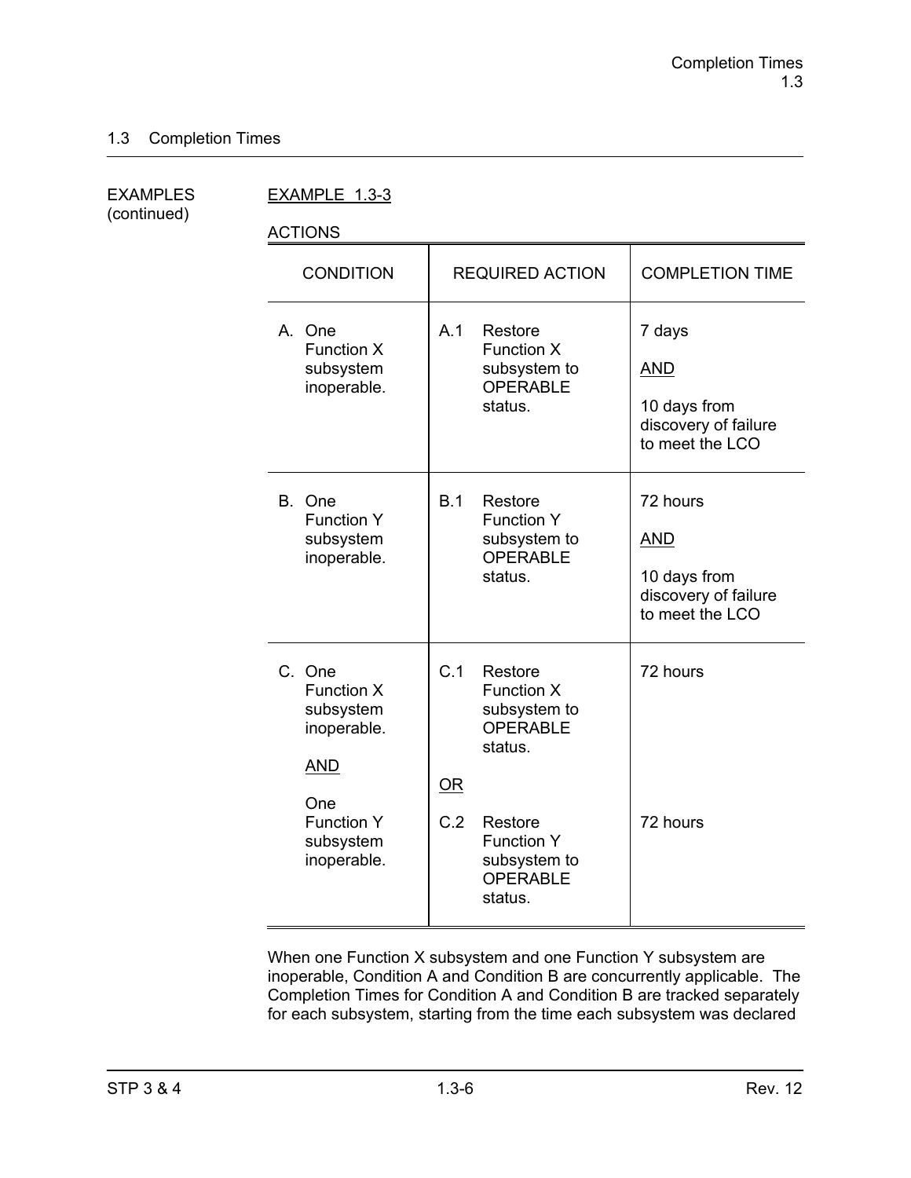## 1.3 Completion Times

EXAMPLES (continued)

EXAMPLE 1.3-3

ACTIONS

| CONDITION | REQUIRED ACTION | COMPLETION TIME |
|---|---|---|
| A. One Function X subsystem inoperable. | A.1 Restore Function X subsystem to OPERABLE status. | 7 days <br> AND <br> 10 days from discovery of failure to meet the LCO |
| B. One Function Y subsystem inoperable. | B.1 Restore Function Y subsystem to OPERABLE status. | 72 hours <br> AND <br> 10 days from discovery of failure to meet the LCO |
| C. One Function X subsystem inoperable. <br> AND <br> One Function Y subsystem inoperable. | C.1 Restore Function X subsystem to OPERABLE status. <br> OR <br> C.2 Restore Function Y subsystem to OPERABLE status. | 72 hours <br><br> 72 hours |

When one Function X subsystem and one Function Y subsystem are inoperable, Condition A and Condition B are concurrently applicable. The Completion Times for Condition A and Condition B are tracked separately for each subsystem, starting from the time each subsystem was declared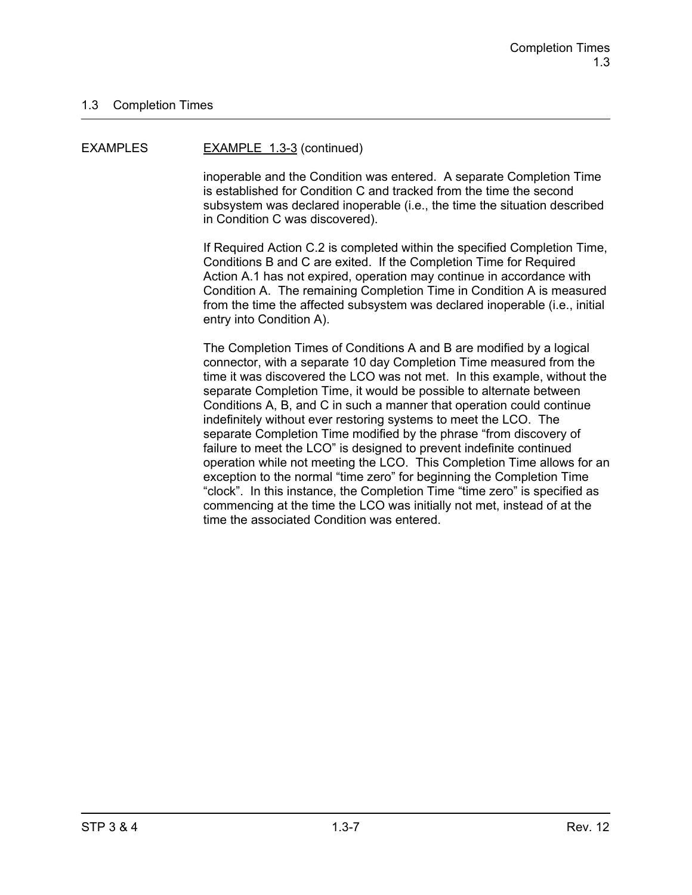## 1.3 Completion Times

EXAMPLES

EXAMPLE 1.3-3 (continued)

inoperable and the Condition was entered. A separate Completion Time is established for Condition C and tracked from the time the second subsystem was declared inoperable (i.e., the time the situation described in Condition C was discovered).

If Required Action C.2 is completed within the specified Completion Time, Conditions B and C are exited. If the Completion Time for Required Action A.1 has not expired, operation may continue in accordance with Condition A. The remaining Completion Time in Condition A is measured from the time the affected subsystem was declared inoperable (i.e., initial entry into Condition A).

The Completion Times of Conditions A and B are modified by a logical connector, with a separate 10 day Completion Time measured from the time it was discovered the LCO was not met. In this example, without the separate Completion Time, it would be possible to alternate between Conditions A, B, and C in such a manner that operation could continue indefinitely without ever restoring systems to meet the LCO. The separate Completion Time modified by the phrase "from discovery of failure to meet the LCO" is designed to prevent indefinite continued operation while not meeting the LCO. This Completion Time allows for an exception to the normal "time zero" for beginning the Completion Time "clock". In this instance, the Completion Time "time zero" is specified as commencing at the time the LCO was initially not met, instead of at the time the associated Condition was entered.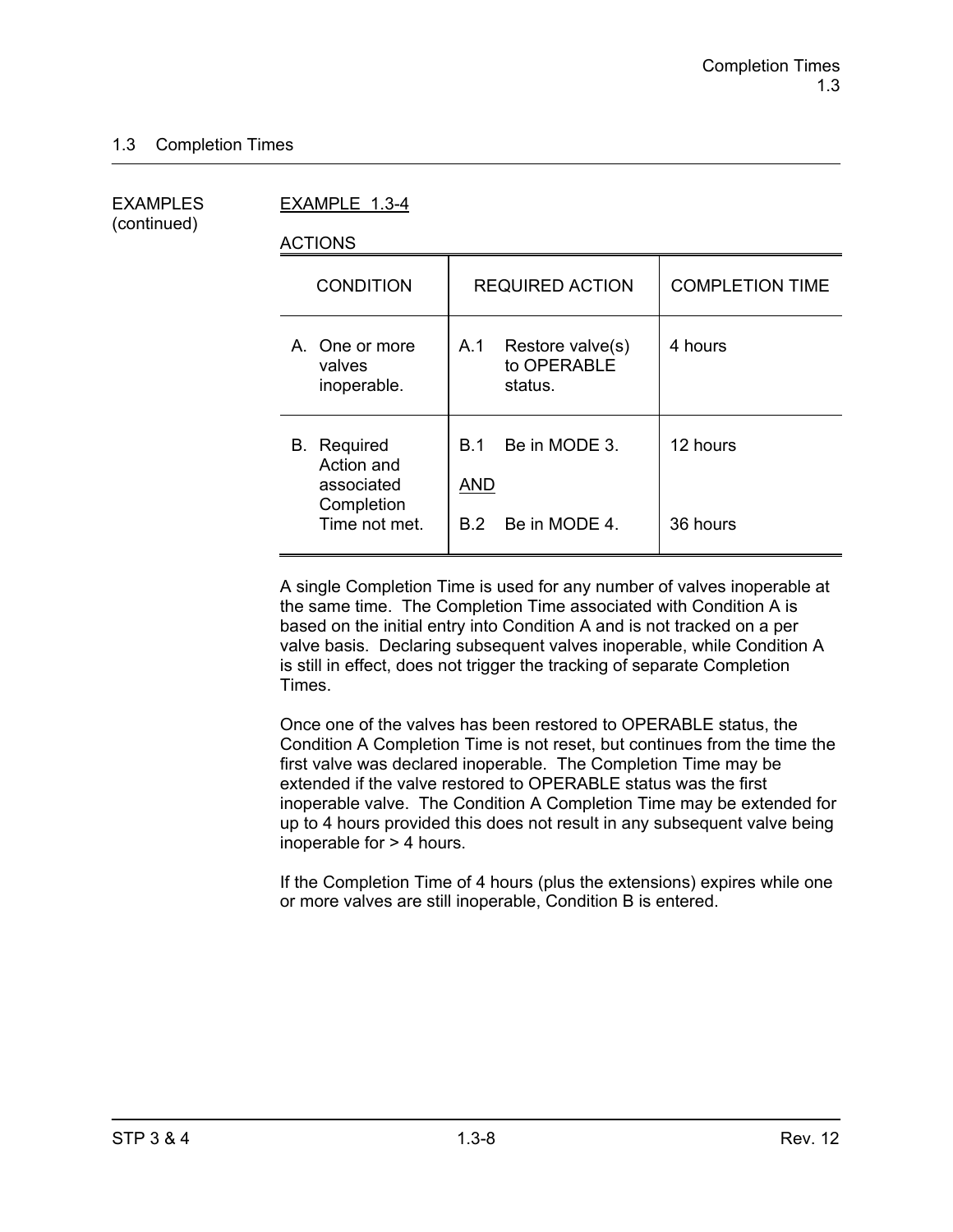## 1.3 Completion Times

EXAMPLES (continued)

EXAMPLE 1.3-4

ACTIONS

| CONDITION | REQUIRED ACTION | COMPLETION TIME |
|---|---|---|
| A. One or more valves inoperable. | A.1 Restore valve(s) to OPERABLE status. | 4 hours |
| B. Required Action and associated Completion Time not met. | B.1 Be in MODE 3.<br><br>AND<br><br>B.2 Be in MODE 4. | 12 hours<br><br><br><br>36 hours |

A single Completion Time is used for any number of valves inoperable at the same time. The Completion Time associated with Condition A is based on the initial entry into Condition A and is not tracked on a per valve basis. Declaring subsequent valves inoperable, while Condition A is still in effect, does not trigger the tracking of separate Completion Times.

Once one of the valves has been restored to OPERABLE status, the Condition A Completion Time is not reset, but continues from the time the first valve was declared inoperable. The Completion Time may be extended if the valve restored to OPERABLE status was the first inoperable valve. The Condition A Completion Time may be extended for up to 4 hours provided this does not result in any subsequent valve being inoperable for > 4 hours.

If the Completion Time of 4 hours (plus the extensions) expires while one or more valves are still inoperable, Condition B is entered.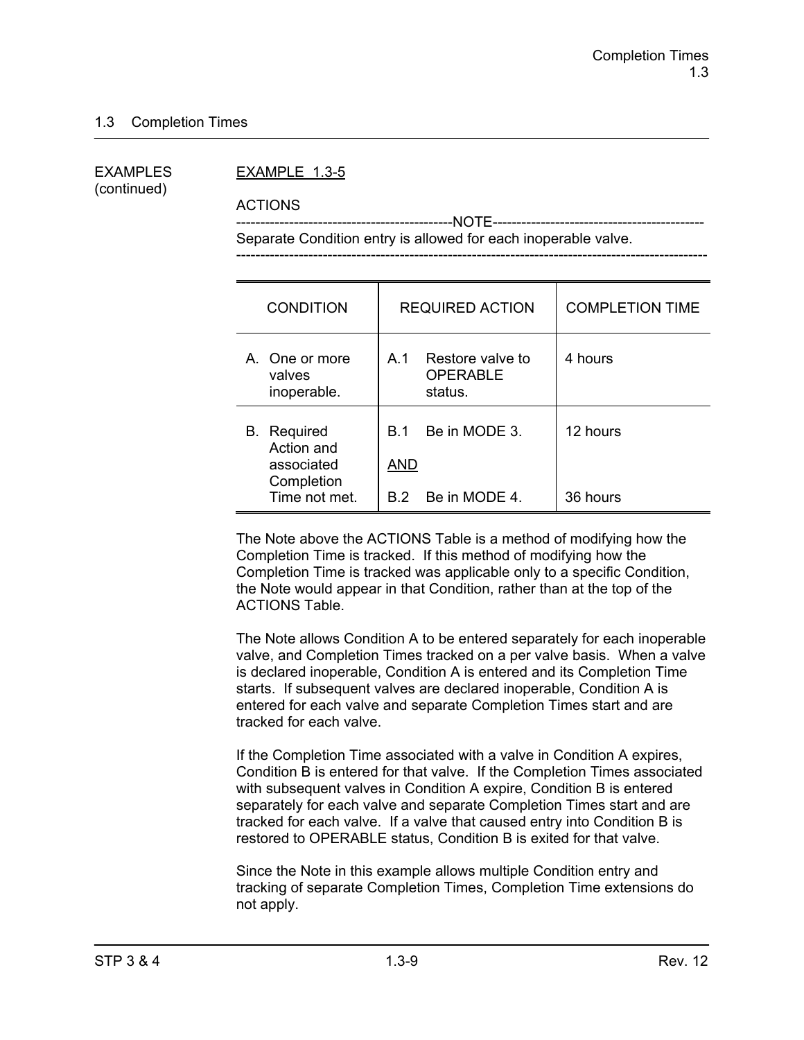## 1.3 Completion Times

EXAMPLES (continued)

EXAMPLE 1.3-5

ACTIONS

---------------------------------------------NOTE---------------------------------------------
Separate Condition entry is allowed for each inoperable valve.
-----------------------------------------------------------------------------------------------

| CONDITION | REQUIRED ACTION | COMPLETION TIME |
|---|---|---|
| A. One or more valves inoperable. | A.1 Restore valve to OPERABLE status. | 4 hours |
| B. Required Action and associated Completion Time not met. | B.1 Be in MODE 3.<br><br>AND<br><br>B.2 Be in MODE 4. | 12 hours<br><br><br><br>36 hours |

The Note above the ACTIONS Table is a method of modifying how the Completion Time is tracked. If this method of modifying how the Completion Time is tracked was applicable only to a specific Condition, the Note would appear in that Condition, rather than at the top of the ACTIONS Table.

The Note allows Condition A to be entered separately for each inoperable valve, and Completion Times tracked on a per valve basis. When a valve is declared inoperable, Condition A is entered and its Completion Time starts. If subsequent valves are declared inoperable, Condition A is entered for each valve and separate Completion Times start and are tracked for each valve.

If the Completion Time associated with a valve in Condition A expires, Condition B is entered for that valve. If the Completion Times associated with subsequent valves in Condition A expire, Condition B is entered separately for each valve and separate Completion Times start and are tracked for each valve. If a valve that caused entry into Condition B is restored to OPERABLE status, Condition B is exited for that valve.

Since the Note in this example allows multiple Condition entry and tracking of separate Completion Times, Completion Time extensions do not apply.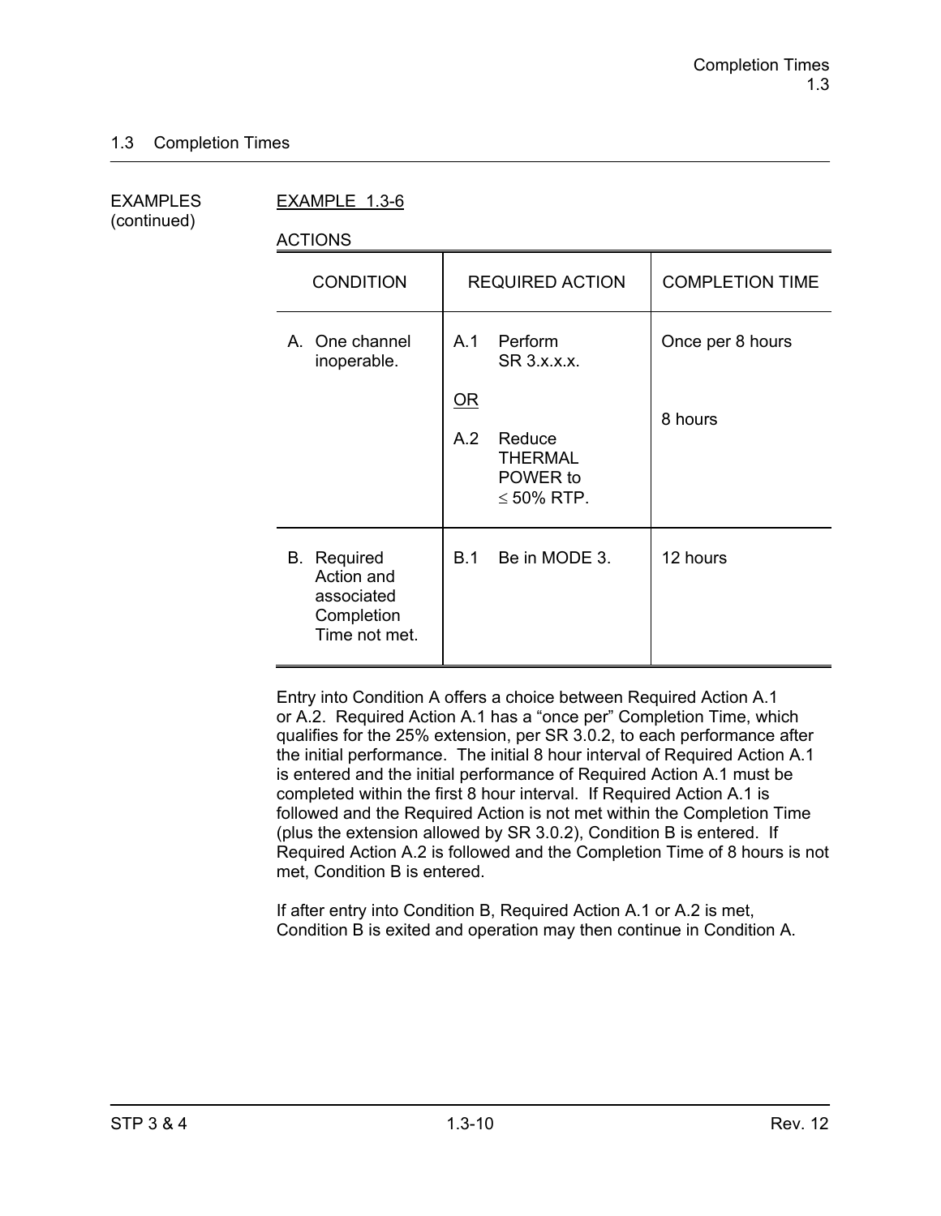## 1.3 Completion Times

EXAMPLES (continued)

EXAMPLE 1.3-6

ACTIONS

| CONDITION | REQUIRED ACTION | COMPLETION TIME |
|---|---|---|
| A. One channel inoperable. | A.1 Perform SR 3.x.x.x. <br><br> OR <br><br> A.2 Reduce THERMAL POWER to ≤ 50% RTP. | Once per 8 hours <br><br><br><br> 8 hours |
| B. Required Action and associated Completion Time not met. | B.1 Be in MODE 3. | 12 hours |

Entry into Condition A offers a choice between Required Action A.1 or A.2. Required Action A.1 has a “once per” Completion Time, which qualifies for the 25% extension, per SR 3.0.2, to each performance after the initial performance. The initial 8 hour interval of Required Action A.1 is entered and the initial performance of Required Action A.1 must be completed within the first 8 hour interval. If Required Action A.1 is followed and the Required Action is not met within the Completion Time (plus the extension allowed by SR 3.0.2), Condition B is entered. If Required Action A.2 is followed and the Completion Time of 8 hours is not met, Condition B is entered.

If after entry into Condition B, Required Action A.1 or A.2 is met, Condition B is exited and operation may then continue in Condition A.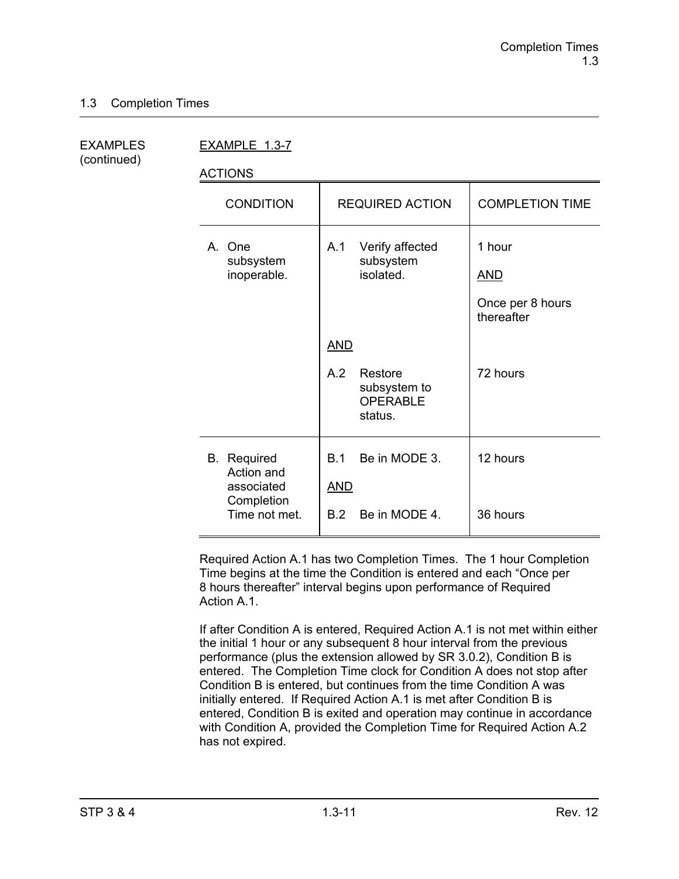## 1.3 Completion Times

EXAMPLES (continued)

EXAMPLE 1.3-7

ACTIONS

| CONDITION | REQUIRED ACTION | COMPLETION TIME |
|---|---|---|
| A. One subsystem inoperable. | A.1 Verify affected subsystem isolated. | 1 hour<br><br>AND<br><br>Once per 8 hours thereafter |
| | AND | |
| | A.2 Restore subsystem to OPERABLE status. | 72 hours |
| B. Required Action and associated Completion Time not met. | B.1 Be in MODE 3. | 12 hours |
| | AND | |
| | B.2 Be in MODE 4. | 36 hours |

Required Action A.1 has two Completion Times. The 1 hour Completion Time begins at the time the Condition is entered and each "Once per 8 hours thereafter" interval begins upon performance of Required Action A.1.

If after Condition A is entered, Required Action A.1 is not met within either the initial 1 hour or any subsequent 8 hour interval from the previous performance (plus the extension allowed by SR 3.0.2), Condition B is entered. The Completion Time clock for Condition A does not stop after Condition B is entered, but continues from the time Condition A was initially entered. If Required Action A.1 is met after Condition B is entered, Condition B is exited and operation may continue in accordance with Condition A, provided the Completion Time for Required Action A.2 has not expired.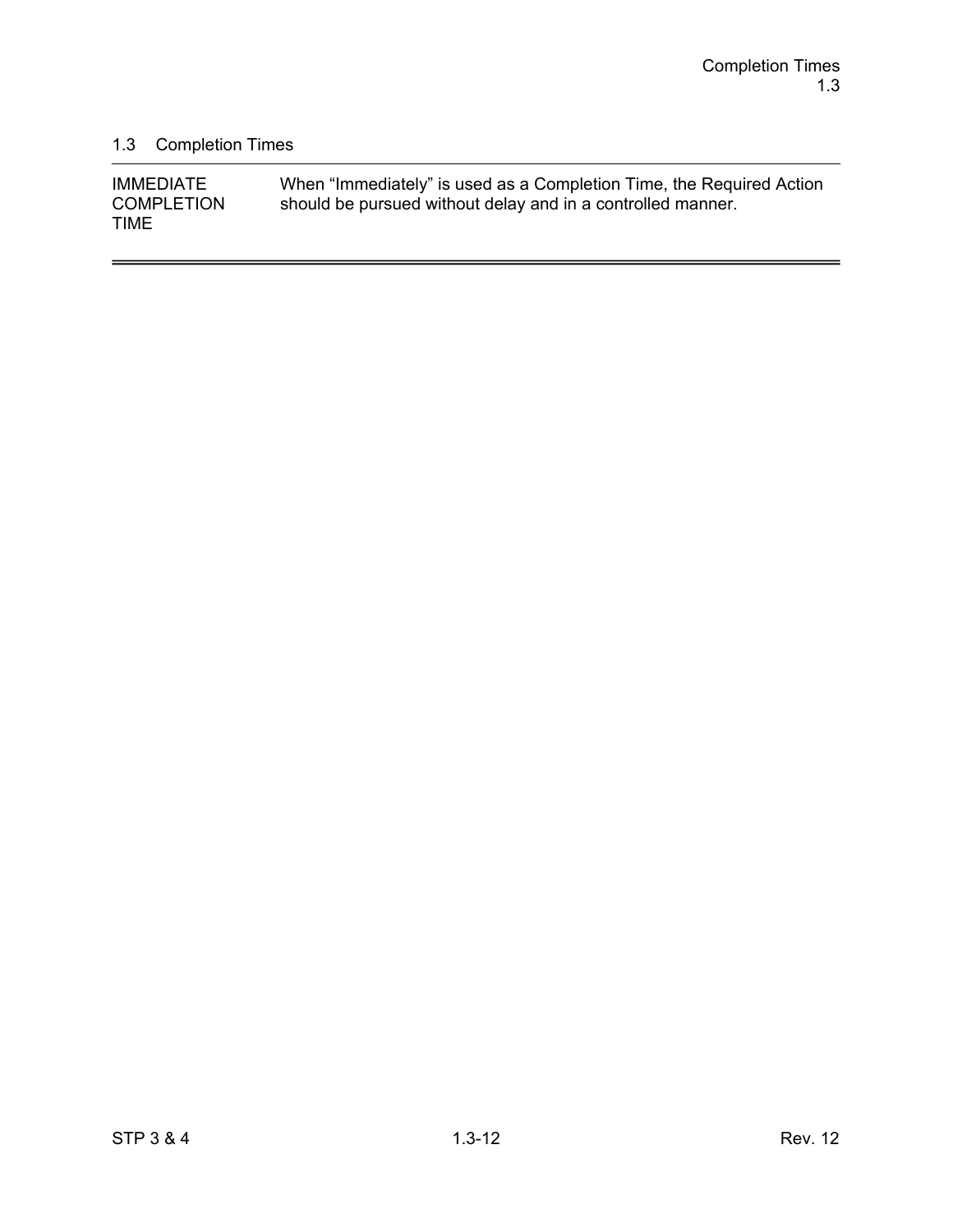## 1.3 Completion Times

| | |
|---|---|
| IMMEDIATE COMPLETION TIME | When "Immediately" is used as a Completion Time, the Required Action should be pursued without delay and in a controlled manner. |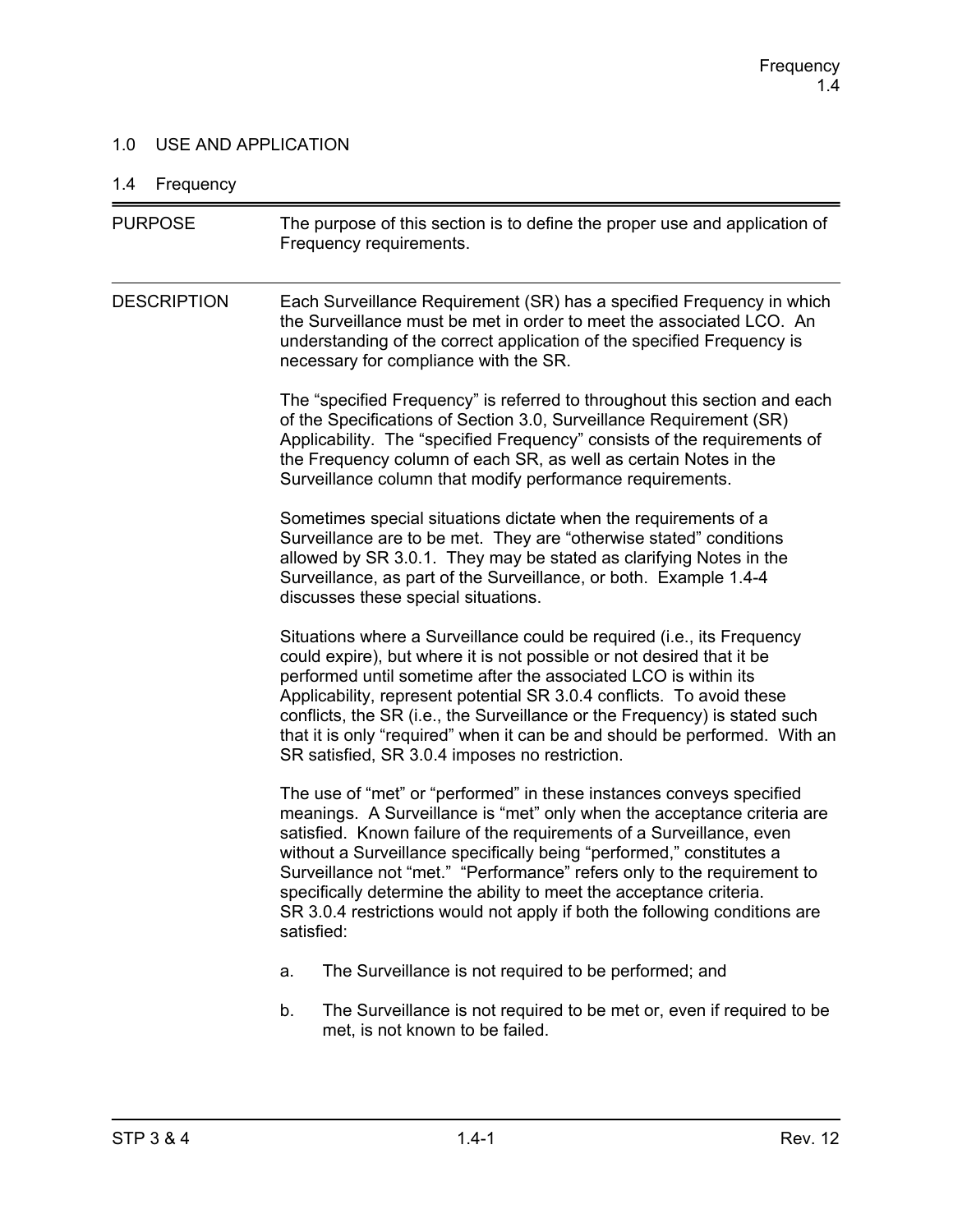## 1.0 USE AND APPLICATION

### 1.4 Frequency

**PURPOSE**

The purpose of this section is to define the proper use and application of Frequency requirements.

**DESCRIPTION**

Each Surveillance Requirement (SR) has a specified Frequency in which the Surveillance must be met in order to meet the associated LCO. An understanding of the correct application of the specified Frequency is necessary for compliance with the SR.

The "specified Frequency" is referred to throughout this section and each of the Specifications of Section 3.0, Surveillance Requirement (SR) Applicability. The "specified Frequency" consists of the requirements of the Frequency column of each SR, as well as certain Notes in the Surveillance column that modify performance requirements.

Sometimes special situations dictate when the requirements of a Surveillance are to be met. They are "otherwise stated" conditions allowed by SR 3.0.1. They may be stated as clarifying Notes in the Surveillance, as part of the Surveillance, or both. Example 1.4-4 discusses these special situations.

Situations where a Surveillance could be required (i.e., its Frequency could expire), but where it is not possible or not desired that it be performed until sometime after the associated LCO is within its Applicability, represent potential SR 3.0.4 conflicts. To avoid these conflicts, the SR (i.e., the Surveillance or the Frequency) is stated such that it is only "required" when it can be and should be performed. With an SR satisfied, SR 3.0.4 imposes no restriction.

The use of "met" or "performed" in these instances conveys specified meanings. A Surveillance is "met" only when the acceptance criteria are satisfied. Known failure of the requirements of a Surveillance, even without a Surveillance specifically being "performed," constitutes a Surveillance not "met." "Performance" refers only to the requirement to specifically determine the ability to meet the acceptance criteria. SR 3.0.4 restrictions would not apply if both the following conditions are satisfied:

a. The Surveillance is not required to be performed; and

b. The Surveillance is not required to be met or, even if required to be met, is not known to be failed.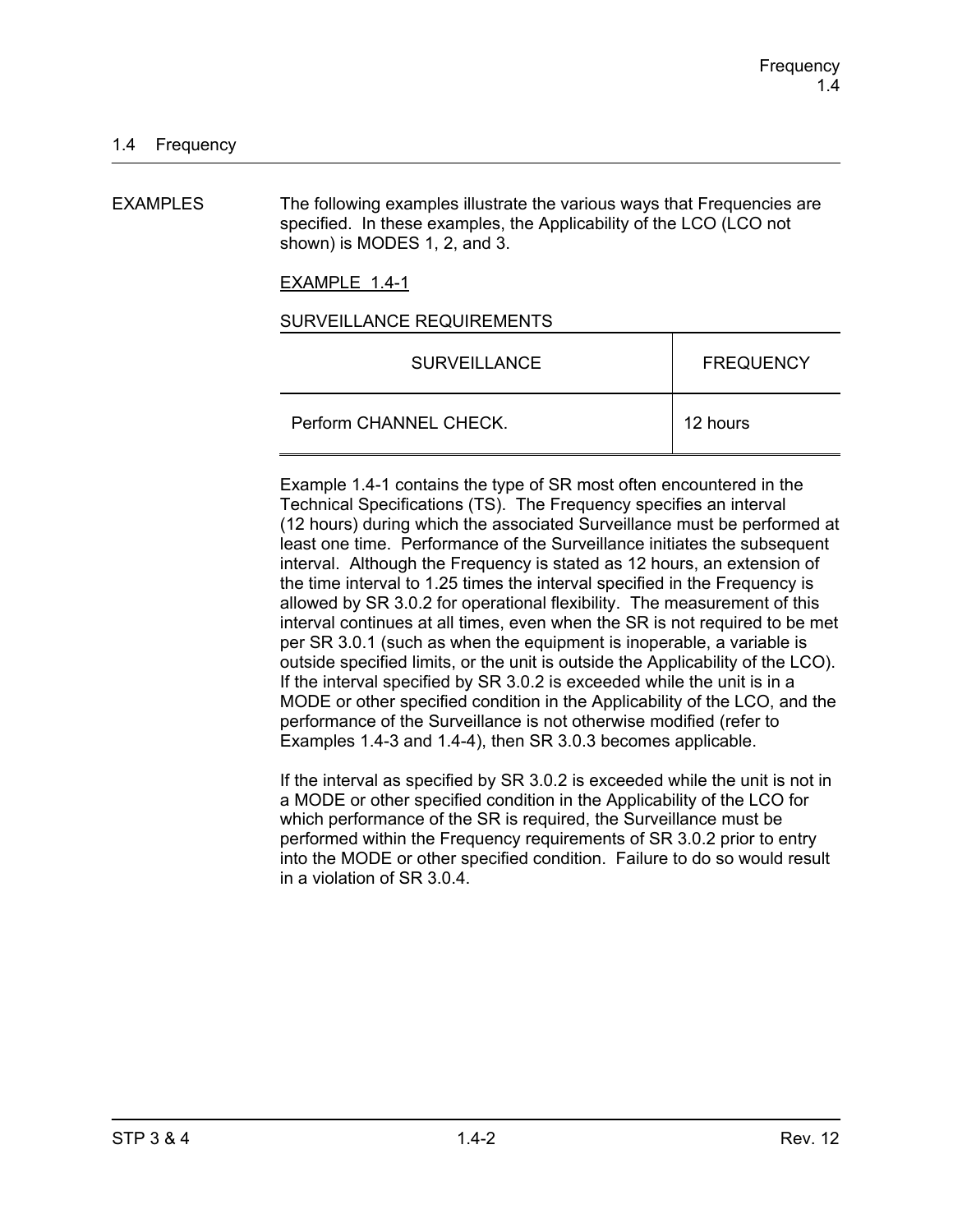## 1.4 Frequency

EXAMPLES

The following examples illustrate the various ways that Frequencies are specified. In these examples, the Applicability of the LCO (LCO not shown) is MODES 1, 2, and 3.

EXAMPLE 1.4-1

SURVEILLANCE REQUIREMENTS

| SURVEILLANCE | FREQUENCY |
|---|---|
| Perform CHANNEL CHECK. | 12 hours |

Example 1.4-1 contains the type of SR most often encountered in the Technical Specifications (TS). The Frequency specifies an interval (12 hours) during which the associated Surveillance must be performed at least one time. Performance of the Surveillance initiates the subsequent interval. Although the Frequency is stated as 12 hours, an extension of the time interval to 1.25 times the interval specified in the Frequency is allowed by SR 3.0.2 for operational flexibility. The measurement of this interval continues at all times, even when the SR is not required to be met per SR 3.0.1 (such as when the equipment is inoperable, a variable is outside specified limits, or the unit is outside the Applicability of the LCO). If the interval specified by SR 3.0.2 is exceeded while the unit is in a MODE or other specified condition in the Applicability of the LCO, and the performance of the Surveillance is not otherwise modified (refer to Examples 1.4-3 and 1.4-4), then SR 3.0.3 becomes applicable.

If the interval as specified by SR 3.0.2 is exceeded while the unit is not in a MODE or other specified condition in the Applicability of the LCO for which performance of the SR is required, the Surveillance must be performed within the Frequency requirements of SR 3.0.2 prior to entry into the MODE or other specified condition. Failure to do so would result in a violation of SR 3.0.4.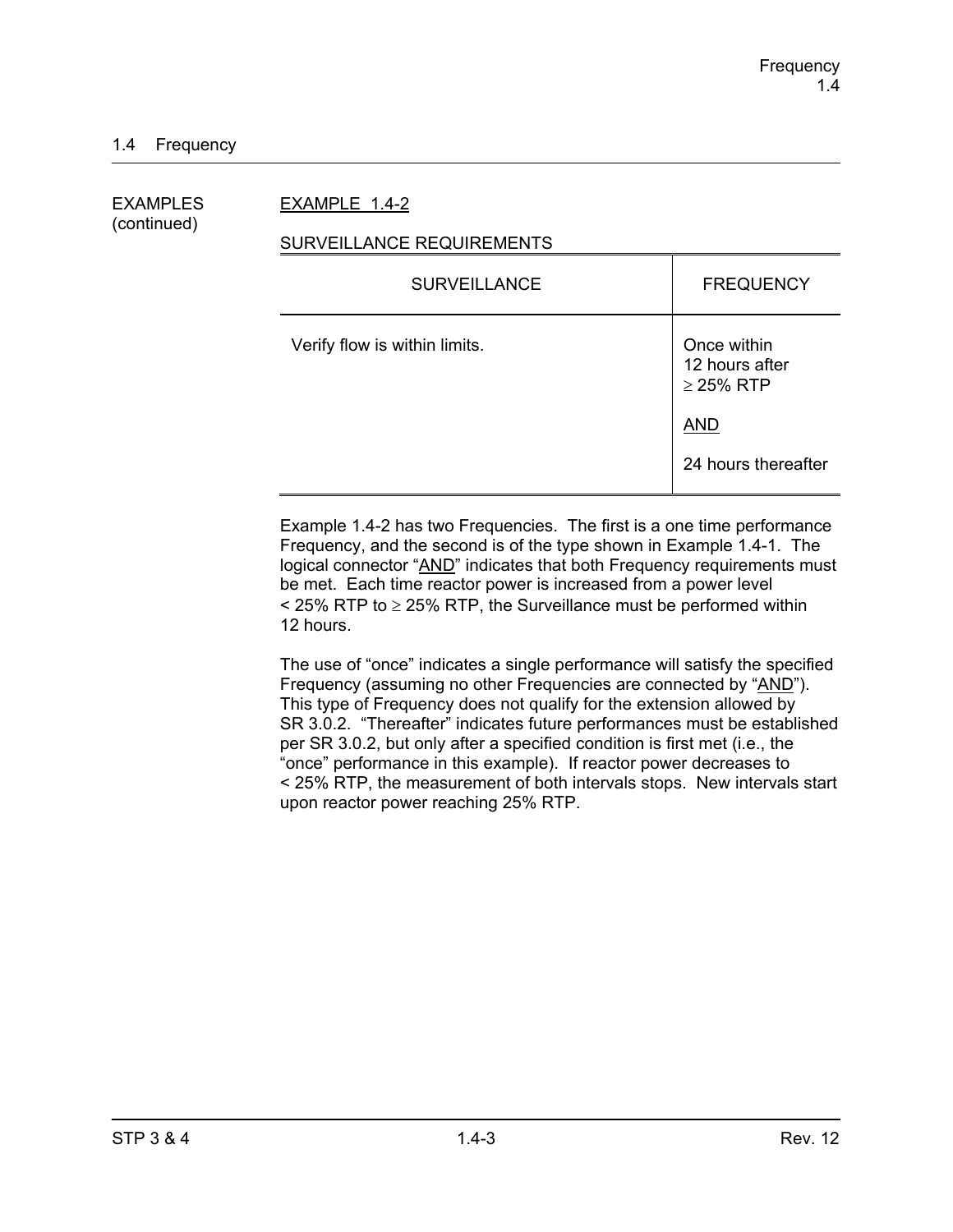## 1.4 Frequency

EXAMPLES (continued)

EXAMPLE 1.4-2

SURVEILLANCE REQUIREMENTS

| SURVEILLANCE | FREQUENCY |
|---|---|
| Verify flow is within limits. | Once within 12 hours after ≥ 25% RTP<br><br>AND<br><br>24 hours thereafter |

Example 1.4-2 has two Frequencies. The first is a one time performance Frequency, and the second is of the type shown in Example 1.4-1. The logical connector "AND" indicates that both Frequency requirements must be met. Each time reactor power is increased from a power level < 25% RTP to ≥ 25% RTP, the Surveillance must be performed within 12 hours.

The use of "once" indicates a single performance will satisfy the specified Frequency (assuming no other Frequencies are connected by "AND"). This type of Frequency does not qualify for the extension allowed by SR 3.0.2. "Thereafter" indicates future performances must be established per SR 3.0.2, but only after a specified condition is first met (i.e., the "once" performance in this example). If reactor power decreases to < 25% RTP, the measurement of both intervals stops. New intervals start upon reactor power reaching 25% RTP.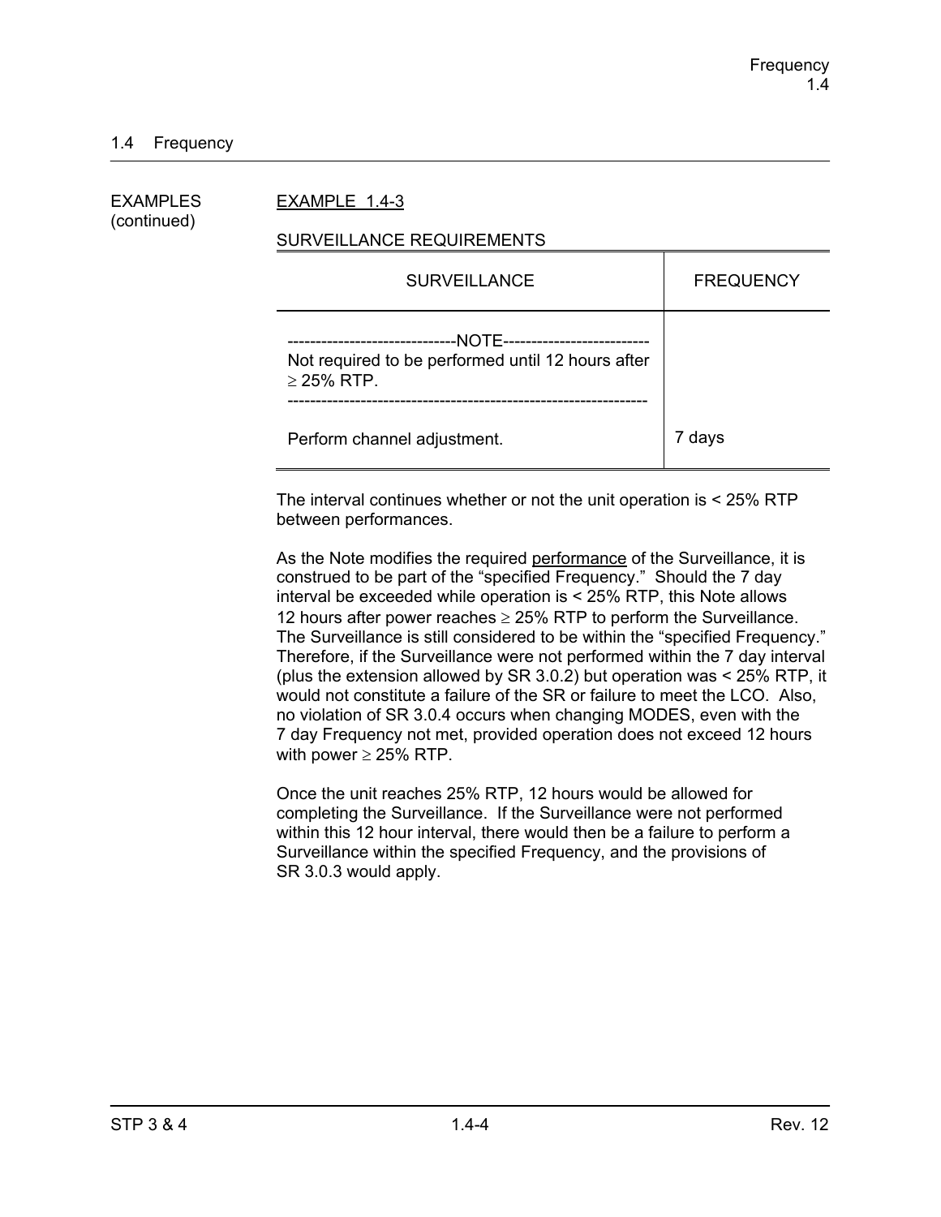## 1.4 Frequency

EXAMPLES (continued)

EXAMPLE 1.4-3

SURVEILLANCE REQUIREMENTS

| SURVEILLANCE | FREQUENCY |
|---|---|
| -----------------------------NOTE-------------------------- Not required to be performed until 12 hours after ≥ 25% RTP. --------------------------------------------------------------- Perform channel adjustment. | 7 days |

The interval continues whether or not the unit operation is < 25% RTP between performances.

As the Note modifies the required performance of the Surveillance, it is construed to be part of the "specified Frequency." Should the 7 day interval be exceeded while operation is < 25% RTP, this Note allows 12 hours after power reaches ≥ 25% RTP to perform the Surveillance. The Surveillance is still considered to be within the "specified Frequency." Therefore, if the Surveillance were not performed within the 7 day interval (plus the extension allowed by SR 3.0.2) but operation was < 25% RTP, it would not constitute a failure of the SR or failure to meet the LCO. Also, no violation of SR 3.0.4 occurs when changing MODES, even with the 7 day Frequency not met, provided operation does not exceed 12 hours with power ≥ 25% RTP.

Once the unit reaches 25% RTP, 12 hours would be allowed for completing the Surveillance. If the Surveillance were not performed within this 12 hour interval, there would then be a failure to perform a Surveillance within the specified Frequency, and the provisions of SR 3.0.3 would apply.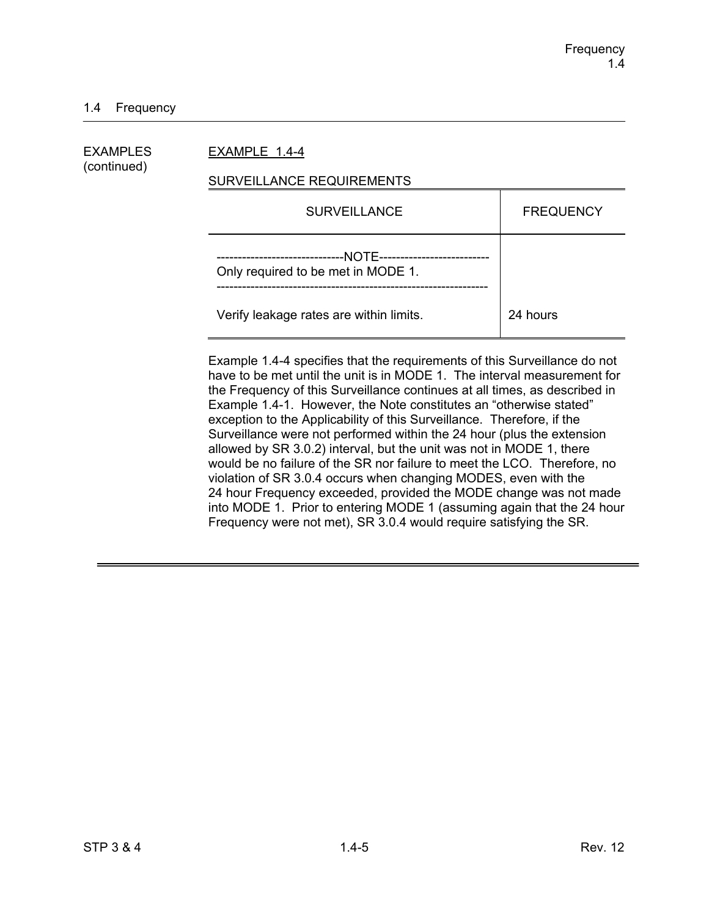## 1.4 Frequency

EXAMPLES (continued)

EXAMPLE 1.4-4

SURVEILLANCE REQUIREMENTS

| SURVEILLANCE | FREQUENCY |
|---|---|
| -----NOTE----- Only required to be met in MODE 1. ----- Verify leakage rates are within limits. | 24 hours |

Example 1.4-4 specifies that the requirements of this Surveillance do not have to be met until the unit is in MODE 1. The interval measurement for the Frequency of this Surveillance continues at all times, as described in Example 1.4-1. However, the Note constitutes an "otherwise stated" exception to the Applicability of this Surveillance. Therefore, if the Surveillance were not performed within the 24 hour (plus the extension allowed by SR 3.0.2) interval, but the unit was not in MODE 1, there would be no failure of the SR nor failure to meet the LCO. Therefore, no violation of SR 3.0.4 occurs when changing MODES, even with the 24 hour Frequency exceeded, provided the MODE change was not made into MODE 1. Prior to entering MODE 1 (assuming again that the 24 hour Frequency were not met), SR 3.0.4 would require satisfying the SR.